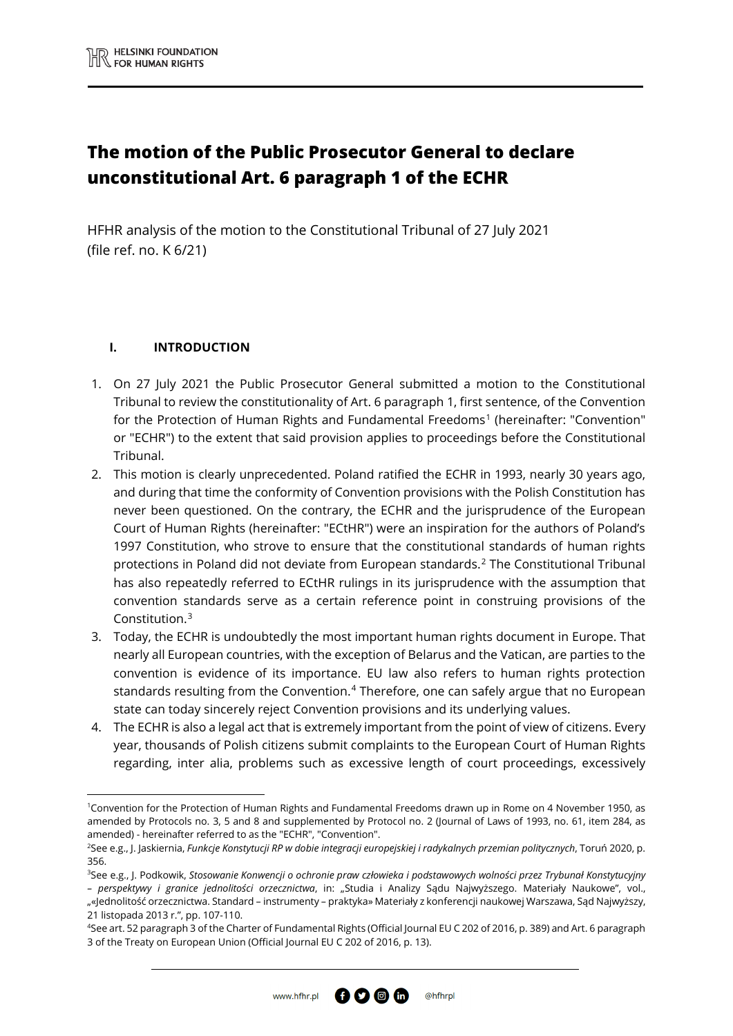# The motion of the Public Prosecutor General to declare unconstitutional Art. 6 paragraph 1 of the ECHR

HFHR analysis of the motion to the Constitutional Tribunal of 27 July 2021
(file ref. no. K 6/21)

## I. INTRODUCTION

1. On 27 July 2021 the Public Prosecutor General submitted a motion to the Constitutional Tribunal to review the constitutionality of Art. 6 paragraph 1, first sentence, of the Convention for the Protection of Human Rights and Fundamental Freedoms[1] (hereinafter: "Convention" or "ECHR") to the extent that said provision applies to proceedings before the Constitutional Tribunal.
2. This motion is clearly unprecedented. Poland ratified the ECHR in 1993, nearly 30 years ago, and during that time the conformity of Convention provisions with the Polish Constitution has never been questioned. On the contrary, the ECHR and the jurisprudence of the European Court of Human Rights (hereinafter: "ECtHR") were an inspiration for the authors of Poland's 1997 Constitution, who strove to ensure that the constitutional standards of human rights protections in Poland did not deviate from European standards.[2] The Constitutional Tribunal has also repeatedly referred to ECtHR rulings in its jurisprudence with the assumption that convention standards serve as a certain reference point in construing provisions of the Constitution.[3]
3. Today, the ECHR is undoubtedly the most important human rights document in Europe. That nearly all European countries, with the exception of Belarus and the Vatican, are parties to the convention is evidence of its importance. EU law also refers to human rights protection standards resulting from the Convention.[4] Therefore, one can safely argue that no European state can today sincerely reject Convention provisions and its underlying values.
4. The ECHR is also a legal act that is extremely important from the point of view of citizens. Every year, thousands of Polish citizens submit complaints to the European Court of Human Rights regarding, inter alia, problems such as excessive length of court proceedings, excessively

---

[1] Convention for the Protection of Human Rights and Fundamental Freedoms drawn up in Rome on 4 November 1950, as amended by Protocols no. 3, 5 and 8 and supplemented by Protocol no. 2 (Journal of Laws of 1993, no. 61, item 284, as amended) - hereinafter referred to as the "ECHR", "Convention".

[2] See e.g., J. Jaskiernia, *Funkcje Konstytucji RP w dobie integracji europejskiej i radykalnych przemian politycznych*, Toruń 2020, p. 356.

[3] See e.g., J. Podkowik, *Stosowanie Konwencji o ochronie praw człowieka i podstawowych wolności przez Trybunał Konstytucyjny – perspektywy i granice jednolitości orzecznictwa*, in: „Studia i Analizy Sądu Najwyższego. Materiały Naukowe", vol., „«Jednolitość orzecznictwa. Standard – instrumenty – praktyka» Materiały z konferencji naukowej Warszawa, Sąd Najwyższy, 21 listopada 2013 r.", pp. 107-110.

[4] See art. 52 paragraph 3 of the Charter of Fundamental Rights (Official Journal EU C 202 of 2016, p. 389) and Art. 6 paragraph 3 of the Treaty on European Union (Official Journal EU C 202 of 2016, p. 13).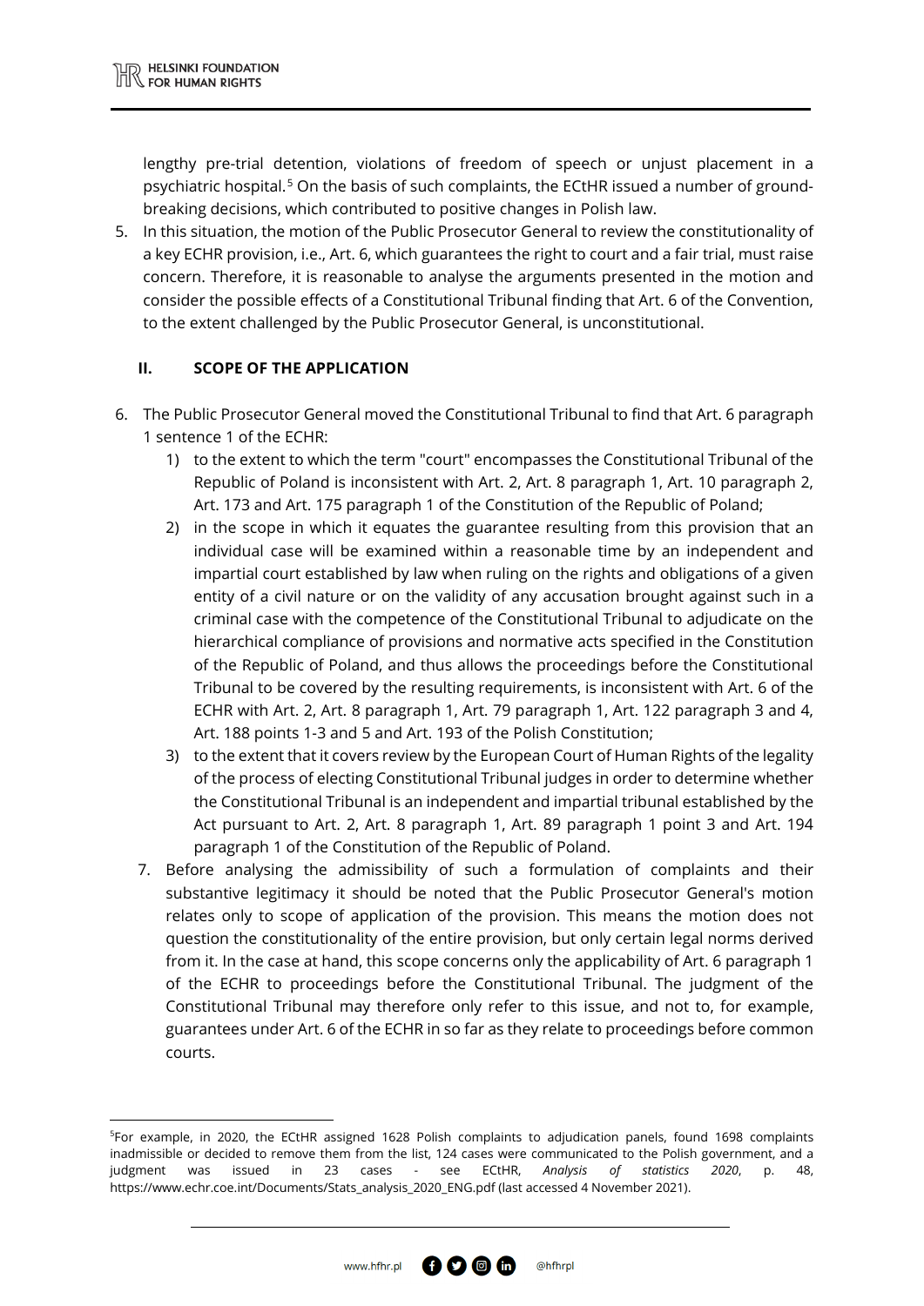lengthy pre-trial detention, violations of freedom of speech or unjust placement in a psychiatric hospital.[5] On the basis of such complaints, the ECtHR issued a number of ground-breaking decisions, which contributed to positive changes in Polish law.

5. In this situation, the motion of the Public Prosecutor General to review the constitutionality of a key ECHR provision, i.e., Art. 6, which guarantees the right to court and a fair trial, must raise concern. Therefore, it is reasonable to analyse the arguments presented in the motion and consider the possible effects of a Constitutional Tribunal finding that Art. 6 of the Convention, to the extent challenged by the Public Prosecutor General, is unconstitutional.

## II. SCOPE OF THE APPLICATION

6. The Public Prosecutor General moved the Constitutional Tribunal to find that Art. 6 paragraph 1 sentence 1 of the ECHR:
   1) to the extent to which the term "court" encompasses the Constitutional Tribunal of the Republic of Poland is inconsistent with Art. 2, Art. 8 paragraph 1, Art. 10 paragraph 2, Art. 173 and Art. 175 paragraph 1 of the Constitution of the Republic of Poland;
   2) in the scope in which it equates the guarantee resulting from this provision that an individual case will be examined within a reasonable time by an independent and impartial court established by law when ruling on the rights and obligations of a given entity of a civil nature or on the validity of any accusation brought against such in a criminal case with the competence of the Constitutional Tribunal to adjudicate on the hierarchical compliance of provisions and normative acts specified in the Constitution of the Republic of Poland, and thus allows the proceedings before the Constitutional Tribunal to be covered by the resulting requirements, is inconsistent with Art. 6 of the ECHR with Art. 2, Art. 8 paragraph 1, Art. 79 paragraph 1, Art. 122 paragraph 3 and 4, Art. 188 points 1-3 and 5 and Art. 193 of the Polish Constitution;
   3) to the extent that it covers review by the European Court of Human Rights of the legality of the process of electing Constitutional Tribunal judges in order to determine whether the Constitutional Tribunal is an independent and impartial tribunal established by the Act pursuant to Art. 2, Art. 8 paragraph 1, Art. 89 paragraph 1 point 3 and Art. 194 paragraph 1 of the Constitution of the Republic of Poland.
7. Before analysing the admissibility of such a formulation of complaints and their substantive legitimacy it should be noted that the Public Prosecutor General's motion relates only to scope of application of the provision. This means the motion does not question the constitutionality of the entire provision, but only certain legal norms derived from it. In the case at hand, this scope concerns only the applicability of Art. 6 paragraph 1 of the ECHR to proceedings before the Constitutional Tribunal. The judgment of the Constitutional Tribunal may therefore only refer to this issue, and not to, for example, guarantees under Art. 6 of the ECHR in so far as they relate to proceedings before common courts.

---

[5] For example, in 2020, the ECtHR assigned 1628 Polish complaints to adjudication panels, found 1698 complaints inadmissible or decided to remove them from the list, 124 cases were communicated to the Polish government, and a judgment was issued in 23 cases - see ECtHR, *Analysis of statistics 2020*, p. 48, https://www.echr.coe.int/Documents/Stats_analysis_2020_ENG.pdf (last accessed 4 November 2021).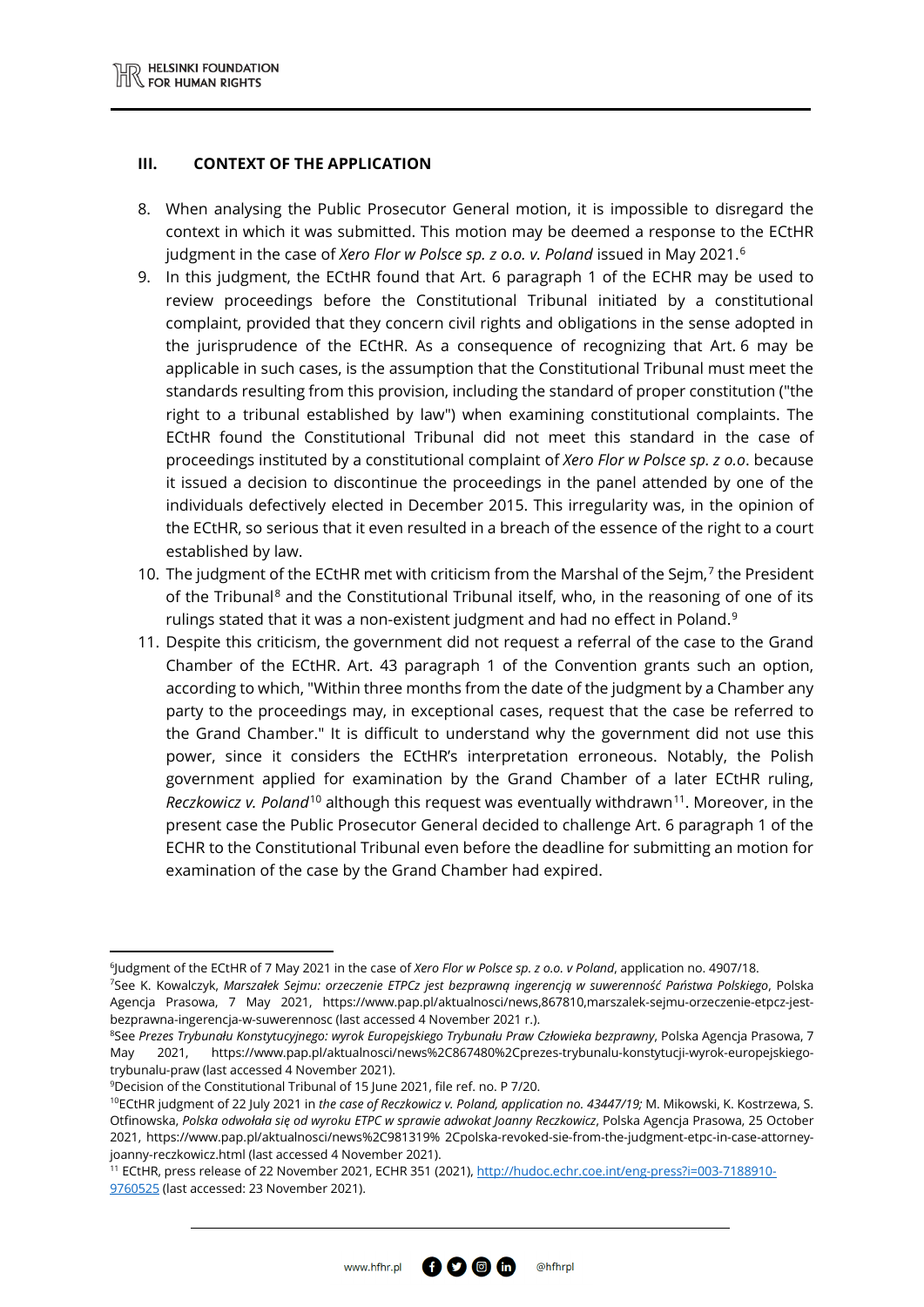### III. CONTEXT OF THE APPLICATION

8. When analysing the Public Prosecutor General motion, it is impossible to disregard the context in which it was submitted. This motion may be deemed a response to the ECtHR judgment in the case of *Xero Flor w Polsce sp. z o.o. v. Poland* issued in May 2021.[6]
9. In this judgment, the ECtHR found that Art. 6 paragraph 1 of the ECHR may be used to review proceedings before the Constitutional Tribunal initiated by a constitutional complaint, provided that they concern civil rights and obligations in the sense adopted in the jurisprudence of the ECtHR. As a consequence of recognizing that Art. 6 may be applicable in such cases, is the assumption that the Constitutional Tribunal must meet the standards resulting from this provision, including the standard of proper constitution ("the right to a tribunal established by law") when examining constitutional complaints. The ECtHR found the Constitutional Tribunal did not meet this standard in the case of proceedings instituted by a constitutional complaint of *Xero Flor w Polsce sp. z o.o*. because it issued a decision to discontinue the proceedings in the panel attended by one of the individuals defectively elected in December 2015. This irregularity was, in the opinion of the ECtHR, so serious that it even resulted in a breach of the essence of the right to a court established by law.
10. The judgment of the ECtHR met with criticism from the Marshal of the Sejm,[7] the President of the Tribunal[8] and the Constitutional Tribunal itself, who, in the reasoning of one of its rulings stated that it was a non-existent judgment and had no effect in Poland.[9]
11. Despite this criticism, the government did not request a referral of the case to the Grand Chamber of the ECtHR. Art. 43 paragraph 1 of the Convention grants such an option, according to which, "Within three months from the date of the judgment by a Chamber any party to the proceedings may, in exceptional cases, request that the case be referred to the Grand Chamber." It is difficult to understand why the government did not use this power, since it considers the ECtHR's interpretation erroneous. Notably, the Polish government applied for examination by the Grand Chamber of a later ECtHR ruling, *Reczkowicz v. Poland*[10] although this request was eventually withdrawn[11]. Moreover, in the present case the Public Prosecutor General decided to challenge Art. 6 paragraph 1 of the ECHR to the Constitutional Tribunal even before the deadline for submitting an motion for examination of the case by the Grand Chamber had expired.

---

[6] Judgment of the ECtHR of 7 May 2021 in the case of *Xero Flor w Polsce sp. z o.o. v Poland*, application no. 4907/18.

[7] See K. Kowalczyk, *Marszałek Sejmu: orzeczenie ETPCz jest bezprawną ingerencją w suwerenność Państwa Polskiego*, Polska Agencja Prasowa, 7 May 2021, https://www.pap.pl/aktualnosci/news,867810,marszalek-sejmu-orzeczenie-etpcz-jest-bezprawna-ingerencja-w-suwerennosc (last accessed 4 November 2021 r.).

[8] See *Prezes Trybunału Konstytucyjnego: wyrok Europejskiego Trybunału Praw Człowieka bezprawny*, Polska Agencja Prasowa, 7 May 2021, https://www.pap.pl/aktualnosci/news%2C867480%2Cprezes-trybunalu-konstytucji-wyrok-europejskiego-trybunalu-praw (last accessed 4 November 2021).

[9] Decision of the Constitutional Tribunal of 15 June 2021, file ref. no. P 7/20.

[10] ECtHR judgment of 22 July 2021 in *the case of Reczkowicz v. Poland, application no. 43447/19;* M. Mikowski, K. Kostrzewa, S. Otfinowska, *Polska odwołała się od wyroku ETPC w sprawie adwokat Joanny Reczkowicz*, Polska Agencja Prasowa, 25 October 2021, https://www.pap.pl/aktualnosci/news%2C981319% 2Cpolska-revoked-sie-from-the-judgment-etpc-in-case-attorney-joanny-reczkowicz.html (last accessed 4 November 2021).

[11] ECtHR, press release of 22 November 2021, ECHR 351 (2021), http://hudoc.echr.coe.int/eng-press?i=003-7188910-9760525 (last accessed: 23 November 2021).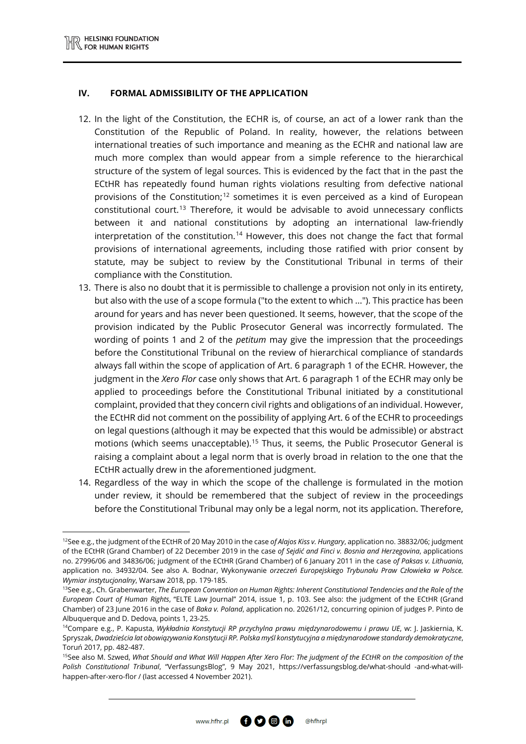## IV. FORMAL ADMISSIBILITY OF THE APPLICATION

12. In the light of the Constitution, the ECHR is, of course, an act of a lower rank than the Constitution of the Republic of Poland. In reality, however, the relations between international treaties of such importance and meaning as the ECHR and national law are much more complex than would appear from a simple reference to the hierarchical structure of the system of legal sources. This is evidenced by the fact that in the past the ECtHR has repeatedly found human rights violations resulting from defective national provisions of the Constitution;[12] sometimes it is even perceived as a kind of European constitutional court.[13] Therefore, it would be advisable to avoid unnecessary conflicts between it and national constitutions by adopting an international law-friendly interpretation of the constitution.[14] However, this does not change the fact that formal provisions of international agreements, including those ratified with prior consent by statute, may be subject to review by the Constitutional Tribunal in terms of their compliance with the Constitution.
13. There is also no doubt that it is permissible to challenge a provision not only in its entirety, but also with the use of a scope formula ("to the extent to which ..."). This practice has been around for years and has never been questioned. It seems, however, that the scope of the provision indicated by the Public Prosecutor General was incorrectly formulated. The wording of points 1 and 2 of the *petitum* may give the impression that the proceedings before the Constitutional Tribunal on the review of hierarchical compliance of standards always fall within the scope of application of Art. 6 paragraph 1 of the ECHR. However, the judgment in the *Xero Flor* case only shows that Art. 6 paragraph 1 of the ECHR may only be applied to proceedings before the Constitutional Tribunal initiated by a constitutional complaint, provided that they concern civil rights and obligations of an individual. However, the ECtHR did not comment on the possibility of applying Art. 6 of the ECHR to proceedings on legal questions (although it may be expected that this would be admissible) or abstract motions (which seems unacceptable).[15] Thus, it seems, the Public Prosecutor General is raising a complaint about a legal norm that is overly broad in relation to the one that the ECtHR actually drew in the aforementioned judgment.
14. Regardless of the way in which the scope of the challenge is formulated in the motion under review, it should be remembered that the subject of review in the proceedings before the Constitutional Tribunal may only be a legal norm, not its application. Therefore,

---

[12] See e.g., the judgment of the ECtHR of 20 May 2010 in the case *of Alajos Kiss v. Hungary*, application no. 38832/06; judgment of the ECtHR (Grand Chamber) of 22 December 2019 in the case *of Sejdić and Finci v. Bosnia and Herzegovina*, applications no. 27996/06 and 34836/06; judgment of the ECtHR (Grand Chamber) of 6 January 2011 in the case *of Paksas v. Lithuania*, application no. 34932/04. See also A. Bodnar, Wykonywanie *orzeczeń Europejskiego Trybunału Praw Człowieka w Polsce. Wymiar instytucjonalny*, Warsaw 2018, pp. 179-185.

[13] See e.g., Ch. Grabenwarter, *The European Convention on Human Rights: Inherent Constitutional Tendencies and the Role of the European Court of Human Rights*, "ELTE Law Journal" 2014, issue 1, p. 103. See also: the judgment of the ECtHR (Grand Chamber) of 23 June 2016 in the case of *Baka v. Poland*, application no. 20261/12, concurring opinion of judges P. Pinto de Albuquerque and D. Dedova, points 1, 23-25.

[14] Compare e.g., P. Kapusta, *Wykładnia Konstytucji RP przychylna prawu międzynarodowemu i prawu UE*, w: J. Jaskiernia, K. Spryszak, *Dwadzieścia lat obowiązywania Konstytucji RP. Polska myśl konstytucyjna a międzynarodowe standardy demokratyczne*, Toruń 2017, pp. 482-487.

[15] See also M. Szwed, *What Should and What Will Happen After Xero Flor: The judgment of the ECtHR on the composition of the Polish Constitutional Tribunal*, "VerfassungsBlog", 9 May 2021, https://verfassungsblog.de/what-should -and-what-will-happen-after-xero-flor / (last accessed 4 November 2021).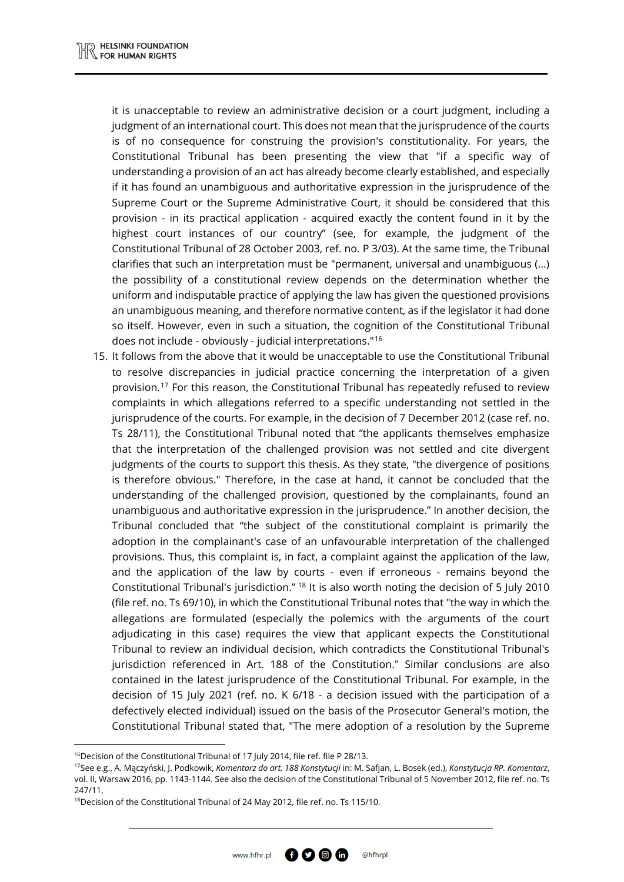it is unacceptable to review an administrative decision or a court judgment, including a judgment of an international court. This does not mean that the jurisprudence of the courts is of no consequence for construing the provision's constitutionality. For years, the Constitutional Tribunal has been presenting the view that "if a specific way of understanding a provision of an act has already become clearly established, and especially if it has found an unambiguous and authoritative expression in the jurisprudence of the Supreme Court or the Supreme Administrative Court, it should be considered that this provision - in its practical application - acquired exactly the content found in it by the highest court instances of our country" (see, for example, the judgment of the Constitutional Tribunal of 28 October 2003, ref. no. P 3/03). At the same time, the Tribunal clarifies that such an interpretation must be "permanent, universal and unambiguous (...) the possibility of a constitutional review depends on the determination whether the uniform and indisputable practice of applying the law has given the questioned provisions an unambiguous meaning, and therefore normative content, as if the legislator it had done so itself. However, even in such a situation, the cognition of the Constitutional Tribunal does not include - obviously - judicial interpretations."[16]

15. It follows from the above that it would be unacceptable to use the Constitutional Tribunal to resolve discrepancies in judicial practice concerning the interpretation of a given provision.[17] For this reason, the Constitutional Tribunal has repeatedly refused to review complaints in which allegations referred to a specific understanding not settled in the jurisprudence of the courts. For example, in the decision of 7 December 2012 (case ref. no. Ts 28/11), the Constitutional Tribunal noted that "the applicants themselves emphasize that the interpretation of the challenged provision was not settled and cite divergent judgments of the courts to support this thesis. As they state, "the divergence of positions is therefore obvious." Therefore, in the case at hand, it cannot be concluded that the understanding of the challenged provision, questioned by the complainants, found an unambiguous and authoritative expression in the jurisprudence." In another decision, the Tribunal concluded that "the subject of the constitutional complaint is primarily the adoption in the complainant's case of an unfavourable interpretation of the challenged provisions. Thus, this complaint is, in fact, a complaint against the application of the law, and the application of the law by courts - even if erroneous - remains beyond the Constitutional Tribunal's jurisdiction." [18] It is also worth noting the decision of 5 July 2010 (file ref. no. Ts 69/10), in which the Constitutional Tribunal notes that "the way in which the allegations are formulated (especially the polemics with the arguments of the court adjudicating in this case) requires the view that applicant expects the Constitutional Tribunal to review an individual decision, which contradicts the Constitutional Tribunal's jurisdiction referenced in Art. 188 of the Constitution." Similar conclusions are also contained in the latest jurisprudence of the Constitutional Tribunal. For example, in the decision of 15 July 2021 (ref. no. K 6/18 - a decision issued with the participation of a defectively elected individual) issued on the basis of the Prosecutor General's motion, the Constitutional Tribunal stated that, "The mere adoption of a resolution by the Supreme

[16] Decision of the Constitutional Tribunal of 17 July 2014, file ref. file P 28/13.

[17] See e.g., A. Mączyński, J. Podkowik, *Komentarz do art. 188 Konstytucji* in: M. Safjan, L. Bosek (ed.), *Konstytucja RP. Komentarz*, vol. II, Warsaw 2016, pp. 1143-1144. See also the decision of the Constitutional Tribunal of 5 November 2012, file ref. no. Ts 247/11,

[18] Decision of the Constitutional Tribunal of 24 May 2012, file ref. no. Ts 115/10.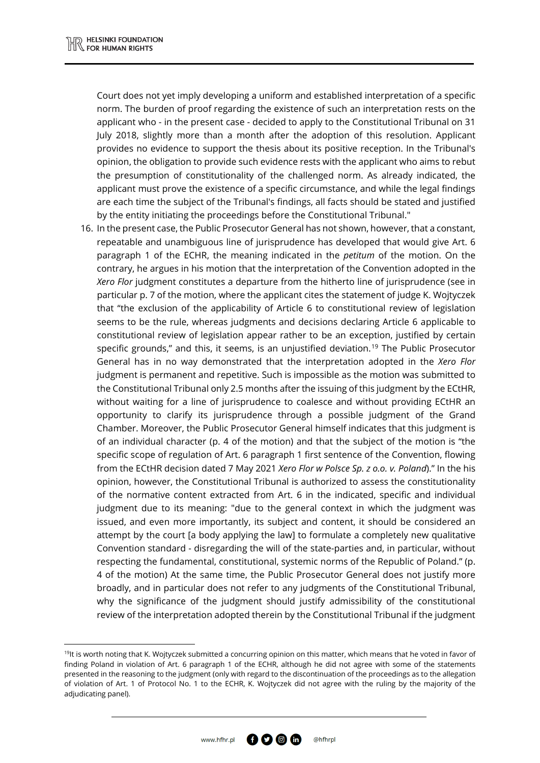Court does not yet imply developing a uniform and established interpretation of a specific norm. The burden of proof regarding the existence of such an interpretation rests on the applicant who - in the present case - decided to apply to the Constitutional Tribunal on 31 July 2018, slightly more than a month after the adoption of this resolution. Applicant provides no evidence to support the thesis about its positive reception. In the Tribunal's opinion, the obligation to provide such evidence rests with the applicant who aims to rebut the presumption of constitutionality of the challenged norm. As already indicated, the applicant must prove the existence of a specific circumstance, and while the legal findings are each time the subject of the Tribunal's findings, all facts should be stated and justified by the entity initiating the proceedings before the Constitutional Tribunal."

16. In the present case, the Public Prosecutor General has not shown, however, that a constant, repeatable and unambiguous line of jurisprudence has developed that would give Art. 6 paragraph 1 of the ECHR, the meaning indicated in the *petitum* of the motion. On the contrary, he argues in his motion that the interpretation of the Convention adopted in the *Xero Flor* judgment constitutes a departure from the hitherto line of jurisprudence (see in particular p. 7 of the motion, where the applicant cites the statement of judge K. Wojtyczek that "the exclusion of the applicability of Article 6 to constitutional review of legislation seems to be the rule, whereas judgments and decisions declaring Article 6 applicable to constitutional review of legislation appear rather to be an exception, justified by certain specific grounds," and this, it seems, is an unjustified deviation.[19] The Public Prosecutor General has in no way demonstrated that the interpretation adopted in the *Xero Flor* judgment is permanent and repetitive. Such is impossible as the motion was submitted to the Constitutional Tribunal only 2.5 months after the issuing of this judgment by the ECtHR, without waiting for a line of jurisprudence to coalesce and without providing ECtHR an opportunity to clarify its jurisprudence through a possible judgment of the Grand Chamber. Moreover, the Public Prosecutor General himself indicates that this judgment is of an individual character (p. 4 of the motion) and that the subject of the motion is "the specific scope of regulation of Art. 6 paragraph 1 first sentence of the Convention, flowing from the ECtHR decision dated 7 May 2021 *Xero Flor w Polsce Sp. z o.o. v. Poland*)." In the his opinion, however, the Constitutional Tribunal is authorized to assess the constitutionality of the normative content extracted from Art. 6 in the indicated, specific and individual judgment due to its meaning: "due to the general context in which the judgment was issued, and even more importantly, its subject and content, it should be considered an attempt by the court [a body applying the law] to formulate a completely new qualitative Convention standard - disregarding the will of the state-parties and, in particular, without respecting the fundamental, constitutional, systemic norms of the Republic of Poland." (p. 4 of the motion) At the same time, the Public Prosecutor General does not justify more broadly, and in particular does not refer to any judgments of the Constitutional Tribunal, why the significance of the judgment should justify admissibility of the constitutional review of the interpretation adopted therein by the Constitutional Tribunal if the judgment

---

[19] It is worth noting that K. Wojtyczek submitted a concurring opinion on this matter, which means that he voted in favor of finding Poland in violation of Art. 6 paragraph 1 of the ECHR, although he did not agree with some of the statements presented in the reasoning to the judgment (only with regard to the discontinuation of the proceedings as to the allegation of violation of Art. 1 of Protocol No. 1 to the ECHR, K. Wojtyczek did not agree with the ruling by the majority of the adjudicating panel).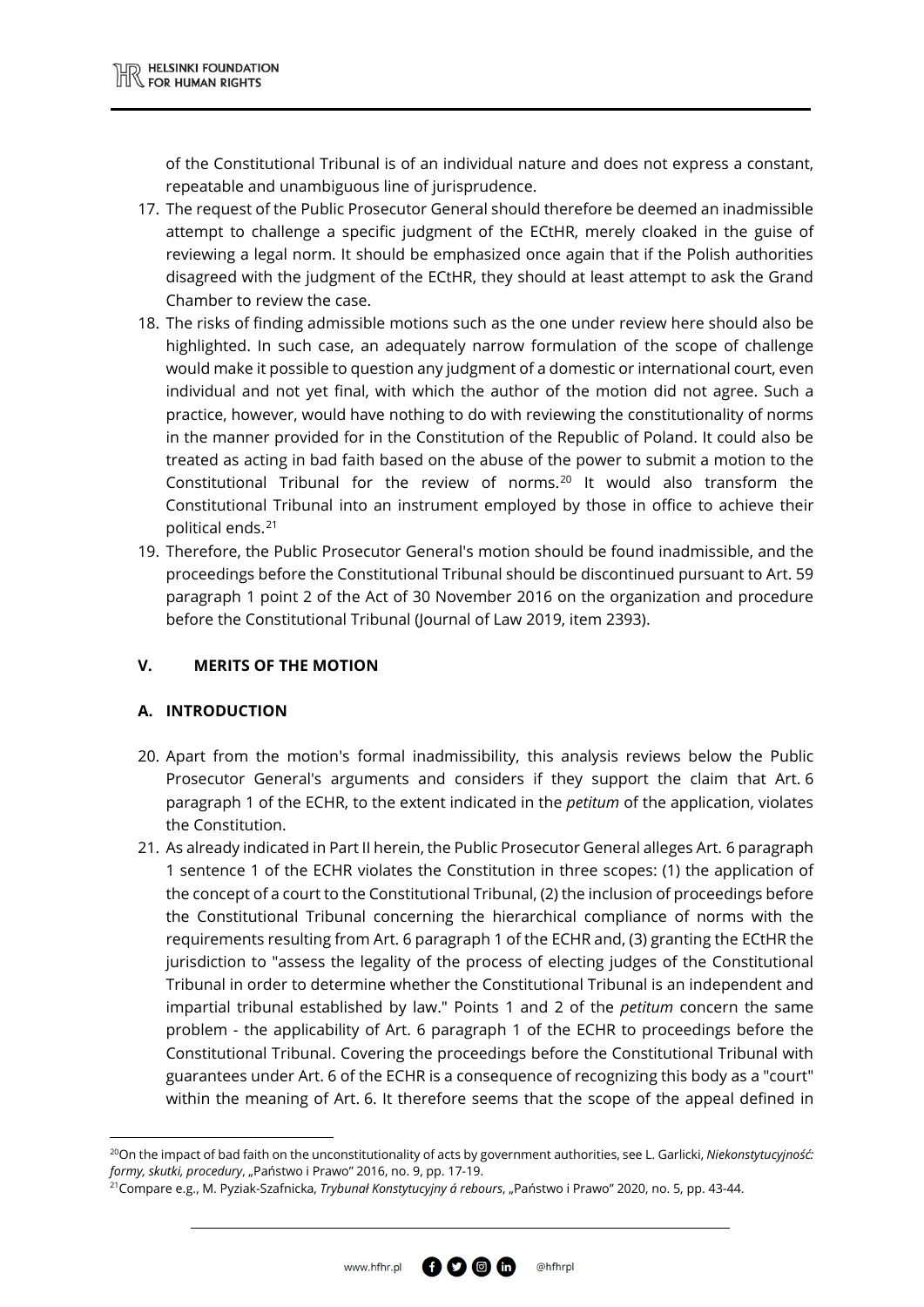of the Constitutional Tribunal is of an individual nature and does not express a constant, repeatable and unambiguous line of jurisprudence.

17. The request of the Public Prosecutor General should therefore be deemed an inadmissible attempt to challenge a specific judgment of the ECtHR, merely cloaked in the guise of reviewing a legal norm. It should be emphasized once again that if the Polish authorities disagreed with the judgment of the ECtHR, they should at least attempt to ask the Grand Chamber to review the case.
18. The risks of finding admissible motions such as the one under review here should also be highlighted. In such case, an adequately narrow formulation of the scope of challenge would make it possible to question any judgment of a domestic or international court, even individual and not yet final, with which the author of the motion did not agree. Such a practice, however, would have nothing to do with reviewing the constitutionality of norms in the manner provided for in the Constitution of the Republic of Poland. It could also be treated as acting in bad faith based on the abuse of the power to submit a motion to the Constitutional Tribunal for the review of norms.[20] It would also transform the Constitutional Tribunal into an instrument employed by those in office to achieve their political ends.[21]
19. Therefore, the Public Prosecutor General's motion should be found inadmissible, and the proceedings before the Constitutional Tribunal should be discontinued pursuant to Art. 59 paragraph 1 point 2 of the Act of 30 November 2016 on the organization and procedure before the Constitutional Tribunal (Journal of Law 2019, item 2393).

## V. MERITS OF THE MOTION

### A. INTRODUCTION

20. Apart from the motion's formal inadmissibility, this analysis reviews below the Public Prosecutor General's arguments and considers if they support the claim that Art. 6 paragraph 1 of the ECHR, to the extent indicated in the *petitum* of the application, violates the Constitution.
21. As already indicated in Part II herein, the Public Prosecutor General alleges Art. 6 paragraph 1 sentence 1 of the ECHR violates the Constitution in three scopes: (1) the application of the concept of a court to the Constitutional Tribunal, (2) the inclusion of proceedings before the Constitutional Tribunal concerning the hierarchical compliance of norms with the requirements resulting from Art. 6 paragraph 1 of the ECHR and, (3) granting the ECtHR the jurisdiction to "assess the legality of the process of electing judges of the Constitutional Tribunal in order to determine whether the Constitutional Tribunal is an independent and impartial tribunal established by law." Points 1 and 2 of the *petitum* concern the same problem - the applicability of Art. 6 paragraph 1 of the ECHR to proceedings before the Constitutional Tribunal. Covering the proceedings before the Constitutional Tribunal with guarantees under Art. 6 of the ECHR is a consequence of recognizing this body as a "court" within the meaning of Art. 6. It therefore seems that the scope of the appeal defined in

---

[20] On the impact of bad faith on the unconstitutionality of acts by government authorities, see L. Garlicki, *Niekonstytucyjność: formy, skutki, procedury*, „Państwo i Prawo" 2016, no. 9, pp. 17-19.

[21] Compare e.g., M. Pyziak-Szafnicka, *Trybunał Konstytucyjny á rebours*, „Państwo i Prawo" 2020, no. 5, pp. 43-44.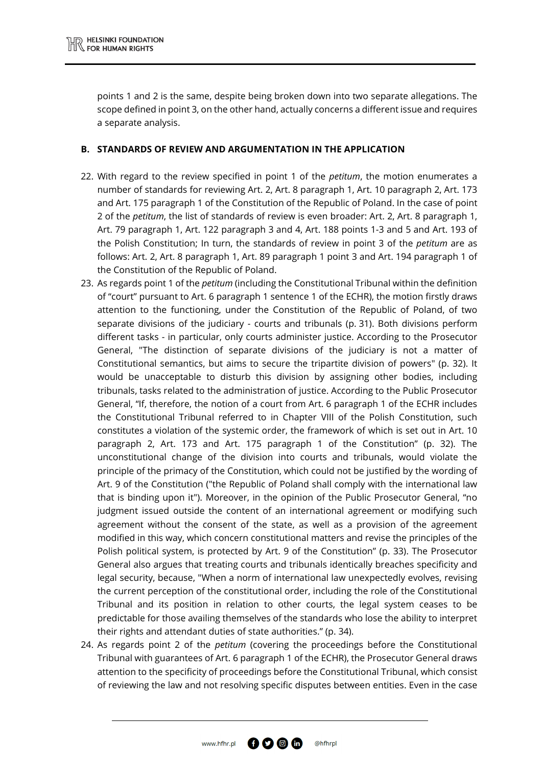points 1 and 2 is the same, despite being broken down into two separate allegations. The scope defined in point 3, on the other hand, actually concerns a different issue and requires a separate analysis.

### B. STANDARDS OF REVIEW AND ARGUMENTATION IN THE APPLICATION

22. With regard to the review specified in point 1 of the *petitum*, the motion enumerates a number of standards for reviewing Art. 2, Art. 8 paragraph 1, Art. 10 paragraph 2, Art. 173 and Art. 175 paragraph 1 of the Constitution of the Republic of Poland. In the case of point 2 of the *petitum*, the list of standards of review is even broader: Art. 2, Art. 8 paragraph 1, Art. 79 paragraph 1, Art. 122 paragraph 3 and 4, Art. 188 points 1-3 and 5 and Art. 193 of the Polish Constitution; In turn, the standards of review in point 3 of the *petitum* are as follows: Art. 2, Art. 8 paragraph 1, Art. 89 paragraph 1 point 3 and Art. 194 paragraph 1 of the Constitution of the Republic of Poland.
23. As regards point 1 of the *petitum* (including the Constitutional Tribunal within the definition of "court" pursuant to Art. 6 paragraph 1 sentence 1 of the ECHR), the motion firstly draws attention to the functioning, under the Constitution of the Republic of Poland, of two separate divisions of the judiciary - courts and tribunals (p. 31). Both divisions perform different tasks - in particular, only courts administer justice. According to the Prosecutor General, "The distinction of separate divisions of the judiciary is not a matter of Constitutional semantics, but aims to secure the tripartite division of powers" (p. 32). It would be unacceptable to disturb this division by assigning other bodies, including tribunals, tasks related to the administration of justice. According to the Public Prosecutor General, "If, therefore, the notion of a court from Art. 6 paragraph 1 of the ECHR includes the Constitutional Tribunal referred to in Chapter VIII of the Polish Constitution, such constitutes a violation of the systemic order, the framework of which is set out in Art. 10 paragraph 2, Art. 173 and Art. 175 paragraph 1 of the Constitution" (p. 32). The unconstitutional change of the division into courts and tribunals, would violate the principle of the primacy of the Constitution, which could not be justified by the wording of Art. 9 of the Constitution ("the Republic of Poland shall comply with the international law that is binding upon it"). Moreover, in the opinion of the Public Prosecutor General, "no judgment issued outside the content of an international agreement or modifying such agreement without the consent of the state, as well as a provision of the agreement modified in this way, which concern constitutional matters and revise the principles of the Polish political system, is protected by Art. 9 of the Constitution" (p. 33). The Prosecutor General also argues that treating courts and tribunals identically breaches specificity and legal security, because, "When a norm of international law unexpectedly evolves, revising the current perception of the constitutional order, including the role of the Constitutional Tribunal and its position in relation to other courts, the legal system ceases to be predictable for those availing themselves of the standards who lose the ability to interpret their rights and attendant duties of state authorities." (p. 34).
24. As regards point 2 of the *petitum* (covering the proceedings before the Constitutional Tribunal with guarantees of Art. 6 paragraph 1 of the ECHR), the Prosecutor General draws attention to the specificity of proceedings before the Constitutional Tribunal, which consist of reviewing the law and not resolving specific disputes between entities. Even in the case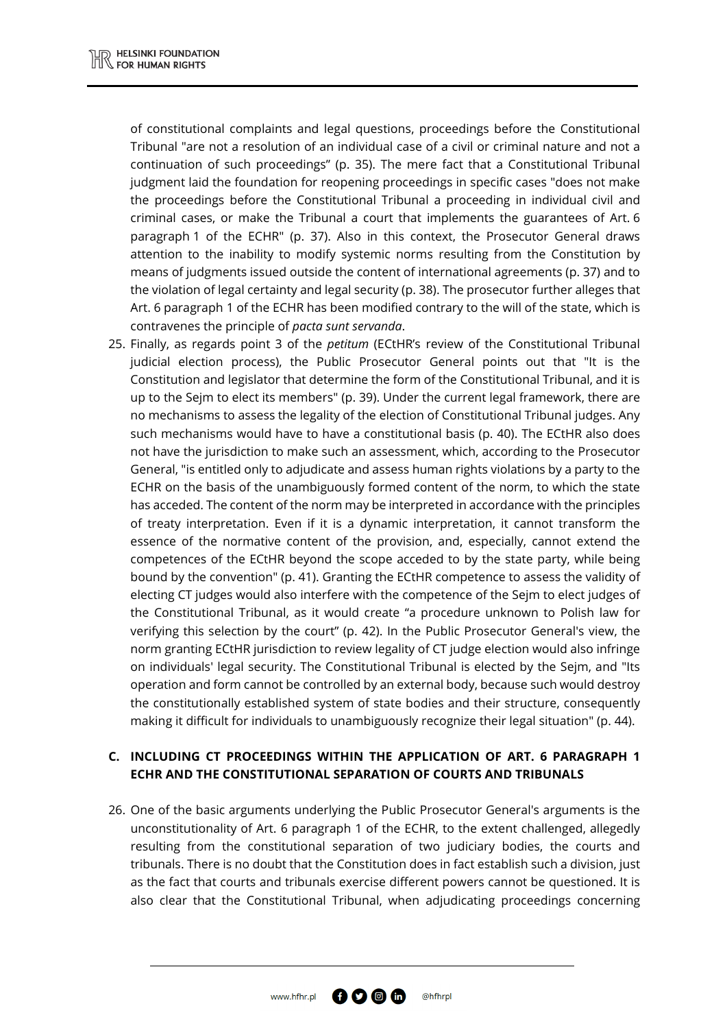of constitutional complaints and legal questions, proceedings before the Constitutional Tribunal "are not a resolution of an individual case of a civil or criminal nature and not a continuation of such proceedings" (p. 35). The mere fact that a Constitutional Tribunal judgment laid the foundation for reopening proceedings in specific cases "does not make the proceedings before the Constitutional Tribunal a proceeding in individual civil and criminal cases, or make the Tribunal a court that implements the guarantees of Art. 6 paragraph 1 of the ECHR" (p. 37). Also in this context, the Prosecutor General draws attention to the inability to modify systemic norms resulting from the Constitution by means of judgments issued outside the content of international agreements (p. 37) and to the violation of legal certainty and legal security (p. 38). The prosecutor further alleges that Art. 6 paragraph 1 of the ECHR has been modified contrary to the will of the state, which is contravenes the principle of *pacta sunt servanda*.

25. Finally, as regards point 3 of the *petitum* (ECtHR's review of the Constitutional Tribunal judicial election process), the Public Prosecutor General points out that "It is the Constitution and legislator that determine the form of the Constitutional Tribunal, and it is up to the Sejm to elect its members" (p. 39). Under the current legal framework, there are no mechanisms to assess the legality of the election of Constitutional Tribunal judges. Any such mechanisms would have to have a constitutional basis (p. 40). The ECtHR also does not have the jurisdiction to make such an assessment, which, according to the Prosecutor General, "is entitled only to adjudicate and assess human rights violations by a party to the ECHR on the basis of the unambiguously formed content of the norm, to which the state has acceded. The content of the norm may be interpreted in accordance with the principles of treaty interpretation. Even if it is a dynamic interpretation, it cannot transform the essence of the normative content of the provision, and, especially, cannot extend the competences of the ECtHR beyond the scope acceded to by the state party, while being bound by the convention" (p. 41). Granting the ECtHR competence to assess the validity of electing CT judges would also interfere with the competence of the Sejm to elect judges of the Constitutional Tribunal, as it would create "a procedure unknown to Polish law for verifying this selection by the court" (p. 42). In the Public Prosecutor General's view, the norm granting ECtHR jurisdiction to review legality of CT judge election would also infringe on individuals' legal security. The Constitutional Tribunal is elected by the Sejm, and "Its operation and form cannot be controlled by an external body, because such would destroy the constitutionally established system of state bodies and their structure, consequently making it difficult for individuals to unambiguously recognize their legal situation" (p. 44).

## C. INCLUDING CT PROCEEDINGS WITHIN THE APPLICATION OF ART. 6 PARAGRAPH 1 ECHR AND THE CONSTITUTIONAL SEPARATION OF COURTS AND TRIBUNALS

26. One of the basic arguments underlying the Public Prosecutor General's arguments is the unconstitutionality of Art. 6 paragraph 1 of the ECHR, to the extent challenged, allegedly resulting from the constitutional separation of two judiciary bodies, the courts and tribunals. There is no doubt that the Constitution does in fact establish such a division, just as the fact that courts and tribunals exercise different powers cannot be questioned. It is also clear that the Constitutional Tribunal, when adjudicating proceedings concerning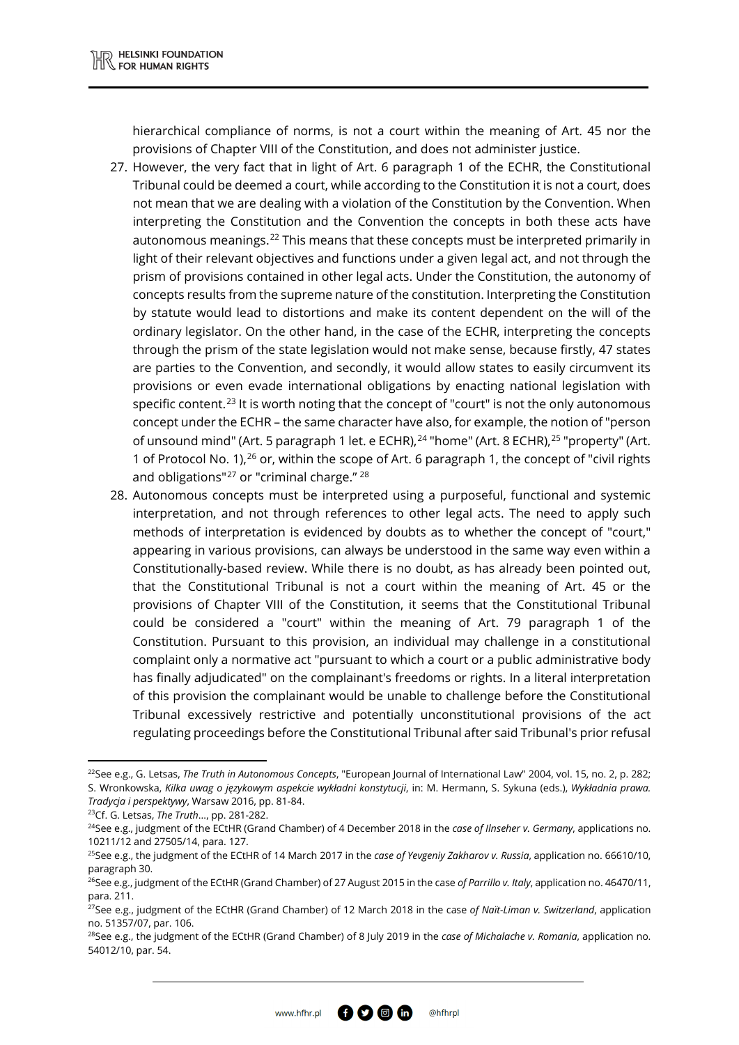hierarchical compliance of norms, is not a court within the meaning of Art. 45 nor the provisions of Chapter VIII of the Constitution, and does not administer justice.

27. However, the very fact that in light of Art. 6 paragraph 1 of the ECHR, the Constitutional Tribunal could be deemed a court, while according to the Constitution it is not a court, does not mean that we are dealing with a violation of the Constitution by the Convention. When interpreting the Constitution and the Convention the concepts in both these acts have autonomous meanings.[22] This means that these concepts must be interpreted primarily in light of their relevant objectives and functions under a given legal act, and not through the prism of provisions contained in other legal acts. Under the Constitution, the autonomy of concepts results from the supreme nature of the constitution. Interpreting the Constitution by statute would lead to distortions and make its content dependent on the will of the ordinary legislator. On the other hand, in the case of the ECHR, interpreting the concepts through the prism of the state legislation would not make sense, because firstly, 47 states are parties to the Convention, and secondly, it would allow states to easily circumvent its provisions or even evade international obligations by enacting national legislation with specific content.[23] It is worth noting that the concept of "court" is not the only autonomous concept under the ECHR – the same character have also, for example, the notion of "person of unsound mind" (Art. 5 paragraph 1 let. e ECHR),[24] "home" (Art. 8 ECHR),[25] "property" (Art. 1 of Protocol No. 1),[26] or, within the scope of Art. 6 paragraph 1, the concept of "civil rights and obligations"[27] or "criminal charge."[28]

28. Autonomous concepts must be interpreted using a purposeful, functional and systemic interpretation, and not through references to other legal acts. The need to apply such methods of interpretation is evidenced by doubts as to whether the concept of "court," appearing in various provisions, can always be understood in the same way even within a Constitutionally-based review. While there is no doubt, as has already been pointed out, that the Constitutional Tribunal is not a court within the meaning of Art. 45 or the provisions of Chapter VIII of the Constitution, it seems that the Constitutional Tribunal could be considered a "court" within the meaning of Art. 79 paragraph 1 of the Constitution. Pursuant to this provision, an individual may challenge in a constitutional complaint only a normative act "pursuant to which a court or a public administrative body has finally adjudicated" on the complainant's freedoms or rights. In a literal interpretation of this provision the complainant would be unable to challenge before the Constitutional Tribunal excessively restrictive and potentially unconstitutional provisions of the act regulating proceedings before the Constitutional Tribunal after said Tribunal's prior refusal

---

[22] See e.g., G. Letsas, *The Truth in Autonomous Concepts*, "European Journal of International Law" 2004, vol. 15, no. 2, p. 282; S. Wronkowska, *Kilka uwag o językowym aspekcie wykładni konstytucji*, in: M. Hermann, S. Sykuna (eds.), *Wykładnia prawa. Tradycja i perspektywy*, Warsaw 2016, pp. 81-84.

[23] Cf. G. Letsas, *The Truth*..., pp. 281-282.

[24] See e.g., judgment of the ECtHR (Grand Chamber) of 4 December 2018 in the *case of Ilnseher v. Germany*, applications no. 10211/12 and 27505/14, para. 127.

[25] See e.g., the judgment of the ECtHR of 14 March 2017 in the *case of Yevgeniy Zakharov v. Russia*, application no. 66610/10, paragraph 30.

[26] See e.g., judgment of the ECtHR (Grand Chamber) of 27 August 2015 in the case *of Parrillo v. Italy*, application no. 46470/11, para. 211.

[27] See e.g., judgment of the ECtHR (Grand Chamber) of 12 March 2018 in the case *of Naït-Liman v. Switzerland*, application no. 51357/07, par. 106.

[28] See e.g., the judgment of the ECtHR (Grand Chamber) of 8 July 2019 in the *case of Michalache v. Romania*, application no. 54012/10, par. 54.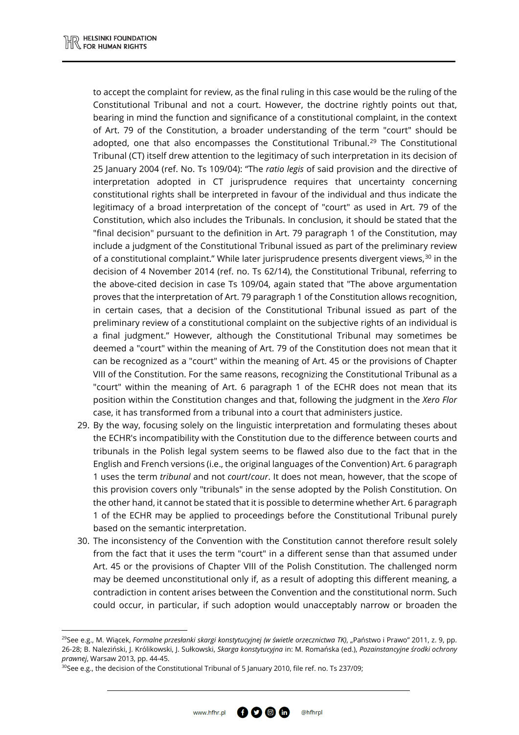to accept the complaint for review, as the final ruling in this case would be the ruling of the Constitutional Tribunal and not a court. However, the doctrine rightly points out that, bearing in mind the function and significance of a constitutional complaint, in the context of Art. 79 of the Constitution, a broader understanding of the term "court" should be adopted, one that also encompasses the Constitutional Tribunal.[29] The Constitutional Tribunal (CT) itself drew attention to the legitimacy of such interpretation in its decision of 25 January 2004 (ref. No. Ts 109/04): "The *ratio legis* of said provision and the directive of interpretation adopted in CT jurisprudence requires that uncertainty concerning constitutional rights shall be interpreted in favour of the individual and thus indicate the legitimacy of a broad interpretation of the concept of "court" as used in Art. 79 of the Constitution, which also includes the Tribunals. In conclusion, it should be stated that the "final decision" pursuant to the definition in Art. 79 paragraph 1 of the Constitution, may include a judgment of the Constitutional Tribunal issued as part of the preliminary review of a constitutional complaint." While later jurisprudence presents divergent views,[30] in the decision of 4 November 2014 (ref. no. Ts 62/14), the Constitutional Tribunal, referring to the above-cited decision in case Ts 109/04, again stated that "The above argumentation proves that the interpretation of Art. 79 paragraph 1 of the Constitution allows recognition, in certain cases, that a decision of the Constitutional Tribunal issued as part of the preliminary review of a constitutional complaint on the subjective rights of an individual is a final judgment." However, although the Constitutional Tribunal may sometimes be deemed a "court" within the meaning of Art. 79 of the Constitution does not mean that it can be recognized as a "court" within the meaning of Art. 45 or the provisions of Chapter VIII of the Constitution. For the same reasons, recognizing the Constitutional Tribunal as a "court" within the meaning of Art. 6 paragraph 1 of the ECHR does not mean that its position within the Constitution changes and that, following the judgment in the *Xero Flor* case, it has transformed from a tribunal into a court that administers justice.

29. By the way, focusing solely on the linguistic interpretation and formulating theses about the ECHR's incompatibility with the Constitution due to the difference between courts and tribunals in the Polish legal system seems to be flawed also due to the fact that in the English and French versions (i.e., the original languages of the Convention) Art. 6 paragraph 1 uses the term *tribunal* and not *court*/*cour*. It does not mean, however, that the scope of this provision covers only "tribunals" in the sense adopted by the Polish Constitution. On the other hand, it cannot be stated that it is possible to determine whether Art. 6 paragraph 1 of the ECHR may be applied to proceedings before the Constitutional Tribunal purely based on the semantic interpretation.
30. The inconsistency of the Convention with the Constitution cannot therefore result solely from the fact that it uses the term "court" in a different sense than that assumed under Art. 45 or the provisions of Chapter VIII of the Polish Constitution. The challenged norm may be deemed unconstitutional only if, as a result of adopting this different meaning, a contradiction in content arises between the Convention and the constitutional norm. Such could occur, in particular, if such adoption would unacceptably narrow or broaden the

---

[29] See e.g., M. Wiącek, *Formalne przesłanki skargi konstytucyjnej (w świetle orzecznictwa TK)*, „Państwo i Prawo" 2011, z. 9, pp. 26-28; B. Naleziński, J. Królikowski, J. Sułkowski, *Skarga konstytucyjna* in: M. Romańska (ed.), *Pozainstancyjne środki ochrony prawnej*, Warsaw 2013, pp. 44-45.

[30] See e.g., the decision of the Constitutional Tribunal of 5 January 2010, file ref. no. Ts 237/09;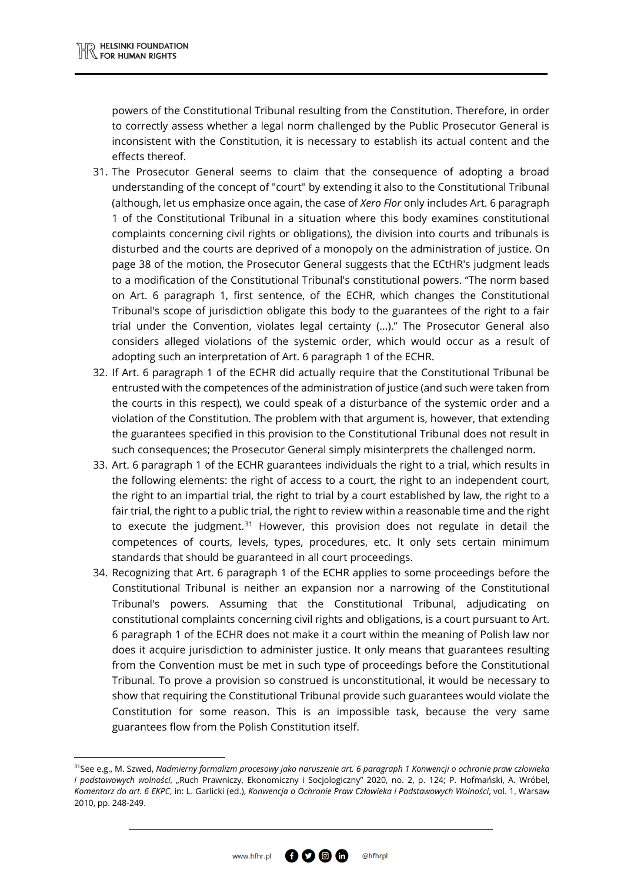powers of the Constitutional Tribunal resulting from the Constitution. Therefore, in order to correctly assess whether a legal norm challenged by the Public Prosecutor General is inconsistent with the Constitution, it is necessary to establish its actual content and the effects thereof.

31. The Prosecutor General seems to claim that the consequence of adopting a broad understanding of the concept of "court" by extending it also to the Constitutional Tribunal (although, let us emphasize once again, the case of *Xero Flor* only includes Art. 6 paragraph 1 of the Constitutional Tribunal in a situation where this body examines constitutional complaints concerning civil rights or obligations), the division into courts and tribunals is disturbed and the courts are deprived of a monopoly on the administration of justice. On page 38 of the motion, the Prosecutor General suggests that the ECtHR's judgment leads to a modification of the Constitutional Tribunal's constitutional powers. "The norm based on Art. 6 paragraph 1, first sentence, of the ECHR, which changes the Constitutional Tribunal's scope of jurisdiction obligate this body to the guarantees of the right to a fair trial under the Convention, violates legal certainty (...)." The Prosecutor General also considers alleged violations of the systemic order, which would occur as a result of adopting such an interpretation of Art. 6 paragraph 1 of the ECHR.
32. If Art. 6 paragraph 1 of the ECHR did actually require that the Constitutional Tribunal be entrusted with the competences of the administration of justice (and such were taken from the courts in this respect), we could speak of a disturbance of the systemic order and a violation of the Constitution. The problem with that argument is, however, that extending the guarantees specified in this provision to the Constitutional Tribunal does not result in such consequences; the Prosecutor General simply misinterprets the challenged norm.
33. Art. 6 paragraph 1 of the ECHR guarantees individuals the right to a trial, which results in the following elements: the right of access to a court, the right to an independent court, the right to an impartial trial, the right to trial by a court established by law, the right to a fair trial, the right to a public trial, the right to review within a reasonable time and the right to execute the judgment.[31] However, this provision does not regulate in detail the competences of courts, levels, types, procedures, etc. It only sets certain minimum standards that should be guaranteed in all court proceedings.
34. Recognizing that Art. 6 paragraph 1 of the ECHR applies to some proceedings before the Constitutional Tribunal is neither an expansion nor a narrowing of the Constitutional Tribunal's powers. Assuming that the Constitutional Tribunal, adjudicating on constitutional complaints concerning civil rights and obligations, is a court pursuant to Art. 6 paragraph 1 of the ECHR does not make it a court within the meaning of Polish law nor does it acquire jurisdiction to administer justice. It only means that guarantees resulting from the Convention must be met in such type of proceedings before the Constitutional Tribunal. To prove a provision so construed is unconstitutional, it would be necessary to show that requiring the Constitutional Tribunal provide such guarantees would violate the Constitution for some reason. This is an impossible task, because the very same guarantees flow from the Polish Constitution itself.

---

[31] See e.g., M. Szwed, *Nadmierny formalizm procesowy jako naruszenie art. 6 paragraph 1 Konwencji o ochronie praw człowieka i podstawowych wolności*, „Ruch Prawniczy, Ekonomiczny i Socjologiczny" 2020, no. 2, p. 124; P. Hofmański, A. Wróbel, *Komentarz do art. 6 EKPC*, in: L. Garlicki (ed.), *Konwencja o Ochronie Praw Człowieka i Podstawowych Wolności*, vol. 1, Warsaw 2010, pp. 248-249.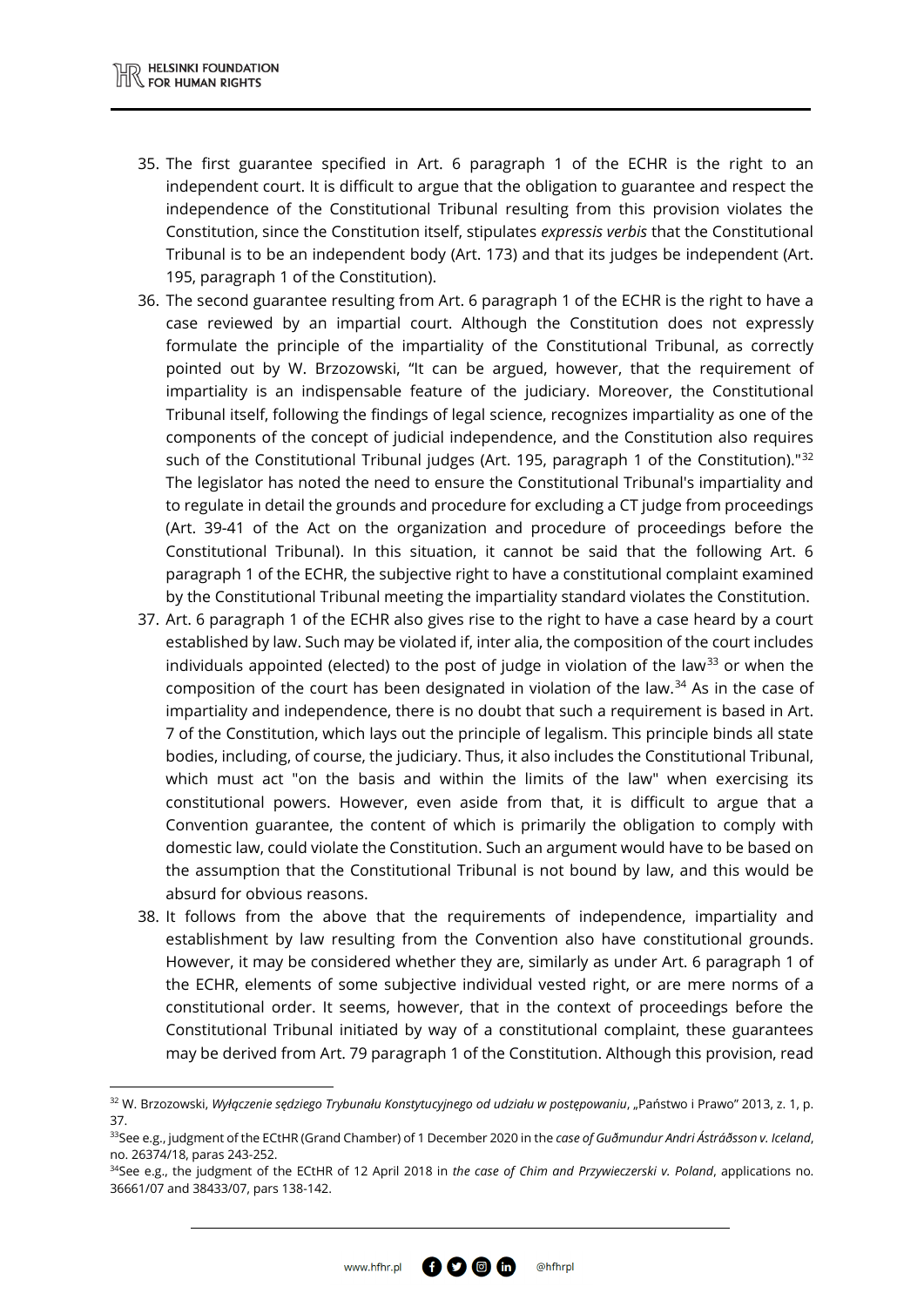35. The first guarantee specified in Art. 6 paragraph 1 of the ECHR is the right to an independent court. It is difficult to argue that the obligation to guarantee and respect the independence of the Constitutional Tribunal resulting from this provision violates the Constitution, since the Constitution itself, stipulates *expressis verbis* that the Constitutional Tribunal is to be an independent body (Art. 173) and that its judges be independent (Art. 195, paragraph 1 of the Constitution).
36. The second guarantee resulting from Art. 6 paragraph 1 of the ECHR is the right to have a case reviewed by an impartial court. Although the Constitution does not expressly formulate the principle of the impartiality of the Constitutional Tribunal, as correctly pointed out by W. Brzozowski, "It can be argued, however, that the requirement of impartiality is an indispensable feature of the judiciary. Moreover, the Constitutional Tribunal itself, following the findings of legal science, recognizes impartiality as one of the components of the concept of judicial independence, and the Constitution also requires such of the Constitutional Tribunal judges (Art. 195, paragraph 1 of the Constitution)."[32] The legislator has noted the need to ensure the Constitutional Tribunal's impartiality and to regulate in detail the grounds and procedure for excluding a CT judge from proceedings (Art. 39-41 of the Act on the organization and procedure of proceedings before the Constitutional Tribunal). In this situation, it cannot be said that the following Art. 6 paragraph 1 of the ECHR, the subjective right to have a constitutional complaint examined by the Constitutional Tribunal meeting the impartiality standard violates the Constitution.
37. Art. 6 paragraph 1 of the ECHR also gives rise to the right to have a case heard by a court established by law. Such may be violated if, inter alia, the composition of the court includes individuals appointed (elected) to the post of judge in violation of the law[33] or when the composition of the court has been designated in violation of the law.[34] As in the case of impartiality and independence, there is no doubt that such a requirement is based in Art. 7 of the Constitution, which lays out the principle of legalism. This principle binds all state bodies, including, of course, the judiciary. Thus, it also includes the Constitutional Tribunal, which must act "on the basis and within the limits of the law" when exercising its constitutional powers. However, even aside from that, it is difficult to argue that a Convention guarantee, the content of which is primarily the obligation to comply with domestic law, could violate the Constitution. Such an argument would have to be based on the assumption that the Constitutional Tribunal is not bound by law, and this would be absurd for obvious reasons.
38. It follows from the above that the requirements of independence, impartiality and establishment by law resulting from the Convention also have constitutional grounds. However, it may be considered whether they are, similarly as under Art. 6 paragraph 1 of the ECHR, elements of some subjective individual vested right, or are mere norms of a constitutional order. It seems, however, that in the context of proceedings before the Constitutional Tribunal initiated by way of a constitutional complaint, these guarantees may be derived from Art. 79 paragraph 1 of the Constitution. Although this provision, read

---

[32] W. Brzozowski, *Wyłączenie sędziego Trybunału Konstytucyjnego od udziału w postępowaniu*, „Państwo i Prawo" 2013, z. 1, p. 37.

[33] See e.g., judgment of the ECtHR (Grand Chamber) of 1 December 2020 in the *case of Guðmundur Andri Ástráðsson v. Iceland*, no. 26374/18, paras 243-252.

[34] See e.g., the judgment of the ECtHR of 12 April 2018 in *the case of Chim and Przywieczerski v. Poland*, applications no. 36661/07 and 38433/07, pars 138-142.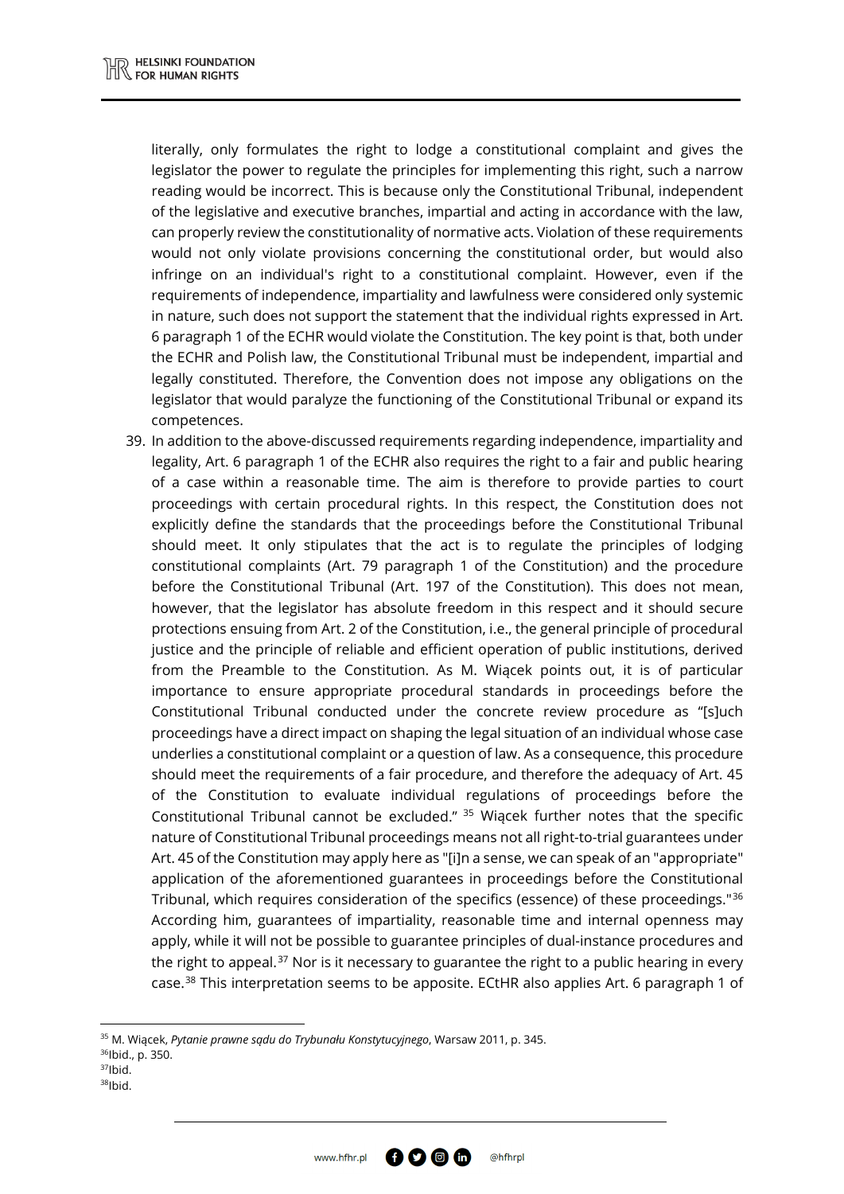literally, only formulates the right to lodge a constitutional complaint and gives the legislator the power to regulate the principles for implementing this right, such a narrow reading would be incorrect. This is because only the Constitutional Tribunal, independent of the legislative and executive branches, impartial and acting in accordance with the law, can properly review the constitutionality of normative acts. Violation of these requirements would not only violate provisions concerning the constitutional order, but would also infringe on an individual's right to a constitutional complaint. However, even if the requirements of independence, impartiality and lawfulness were considered only systemic in nature, such does not support the statement that the individual rights expressed in Art. 6 paragraph 1 of the ECHR would violate the Constitution. The key point is that, both under the ECHR and Polish law, the Constitutional Tribunal must be independent, impartial and legally constituted. Therefore, the Convention does not impose any obligations on the legislator that would paralyze the functioning of the Constitutional Tribunal or expand its competences.

39. In addition to the above-discussed requirements regarding independence, impartiality and legality, Art. 6 paragraph 1 of the ECHR also requires the right to a fair and public hearing of a case within a reasonable time. The aim is therefore to provide parties to court proceedings with certain procedural rights. In this respect, the Constitution does not explicitly define the standards that the proceedings before the Constitutional Tribunal should meet. It only stipulates that the act is to regulate the principles of lodging constitutional complaints (Art. 79 paragraph 1 of the Constitution) and the procedure before the Constitutional Tribunal (Art. 197 of the Constitution). This does not mean, however, that the legislator has absolute freedom in this respect and it should secure protections ensuing from Art. 2 of the Constitution, i.e., the general principle of procedural justice and the principle of reliable and efficient operation of public institutions, derived from the Preamble to the Constitution. As M. Wiącek points out, it is of particular importance to ensure appropriate procedural standards in proceedings before the Constitutional Tribunal conducted under the concrete review procedure as "[s]uch proceedings have a direct impact on shaping the legal situation of an individual whose case underlies a constitutional complaint or a question of law. As a consequence, this procedure should meet the requirements of a fair procedure, and therefore the adequacy of Art. 45 of the Constitution to evaluate individual regulations of proceedings before the Constitutional Tribunal cannot be excluded." [35] Wiącek further notes that the specific nature of Constitutional Tribunal proceedings means not all right-to-trial guarantees under Art. 45 of the Constitution may apply here as "[i]n a sense, we can speak of an "appropriate" application of the aforementioned guarantees in proceedings before the Constitutional Tribunal, which requires consideration of the specifics (essence) of these proceedings."[36] According him, guarantees of impartiality, reasonable time and internal openness may apply, while it will not be possible to guarantee principles of dual-instance procedures and the right to appeal.[37] Nor is it necessary to guarantee the right to a public hearing in every case.[38] This interpretation seems to be apposite. ECtHR also applies Art. 6 paragraph 1 of

---

[35] M. Wiącek, *Pytanie prawne sądu do Trybunału Konstytucyjnego*, Warsaw 2011, p. 345.
[36] Ibid., p. 350.
[37] Ibid.
[38] Ibid.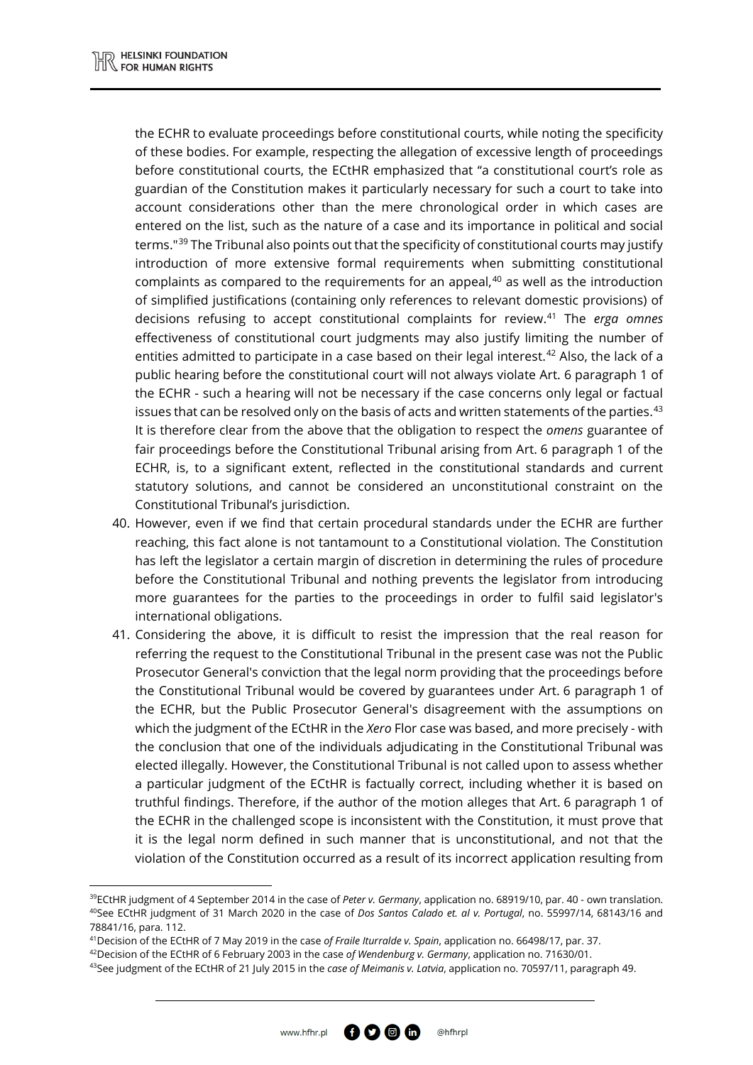the ECHR to evaluate proceedings before constitutional courts, while noting the specificity of these bodies. For example, respecting the allegation of excessive length of proceedings before constitutional courts, the ECtHR emphasized that "a constitutional court's role as guardian of the Constitution makes it particularly necessary for such a court to take into account considerations other than the mere chronological order in which cases are entered on the list, such as the nature of a case and its importance in political and social terms."[39] The Tribunal also points out that the specificity of constitutional courts may justify introduction of more extensive formal requirements when submitting constitutional complaints as compared to the requirements for an appeal,[40] as well as the introduction of simplified justifications (containing only references to relevant domestic provisions) of decisions refusing to accept constitutional complaints for review.[41] The *erga omnes* effectiveness of constitutional court judgments may also justify limiting the number of entities admitted to participate in a case based on their legal interest.[42] Also, the lack of a public hearing before the constitutional court will not always violate Art. 6 paragraph 1 of the ECHR - such a hearing will not be necessary if the case concerns only legal or factual issues that can be resolved only on the basis of acts and written statements of the parties.[43] It is therefore clear from the above that the obligation to respect the *omens* guarantee of fair proceedings before the Constitutional Tribunal arising from Art. 6 paragraph 1 of the ECHR, is, to a significant extent, reflected in the constitutional standards and current statutory solutions, and cannot be considered an unconstitutional constraint on the Constitutional Tribunal's jurisdiction.

40. However, even if we find that certain procedural standards under the ECHR are further reaching, this fact alone is not tantamount to a Constitutional violation. The Constitution has left the legislator a certain margin of discretion in determining the rules of procedure before the Constitutional Tribunal and nothing prevents the legislator from introducing more guarantees for the parties to the proceedings in order to fulfil said legislator's international obligations.
41. Considering the above, it is difficult to resist the impression that the real reason for referring the request to the Constitutional Tribunal in the present case was not the Public Prosecutor General's conviction that the legal norm providing that the proceedings before the Constitutional Tribunal would be covered by guarantees under Art. 6 paragraph 1 of the ECHR, but the Public Prosecutor General's disagreement with the assumptions on which the judgment of the ECtHR in the *Xero* Flor case was based, and more precisely - with the conclusion that one of the individuals adjudicating in the Constitutional Tribunal was elected illegally. However, the Constitutional Tribunal is not called upon to assess whether a particular judgment of the ECtHR is factually correct, including whether it is based on truthful findings. Therefore, if the author of the motion alleges that Art. 6 paragraph 1 of the ECHR in the challenged scope is inconsistent with the Constitution, it must prove that it is the legal norm defined in such manner that is unconstitutional, and not that the violation of the Constitution occurred as a result of its incorrect application resulting from

---

[39] ECtHR judgment of 4 September 2014 in the case of *Peter v. Germany*, application no. 68919/10, par. 40 - own translation.

[40] See ECtHR judgment of 31 March 2020 in the case of *Dos Santos Calado et. al v. Portugal*, no. 55997/14, 68143/16 and 78841/16, para. 112.

[41] Decision of the ECtHR of 7 May 2019 in the case *of Fraile Iturralde v. Spain*, application no. 66498/17, par. 37.

[42] Decision of the ECtHR of 6 February 2003 in the case *of Wendenburg v. Germany*, application no. 71630/01.

[43] See judgment of the ECtHR of 21 July 2015 in the *case of Meimanis v. Latvia*, application no. 70597/11, paragraph 49.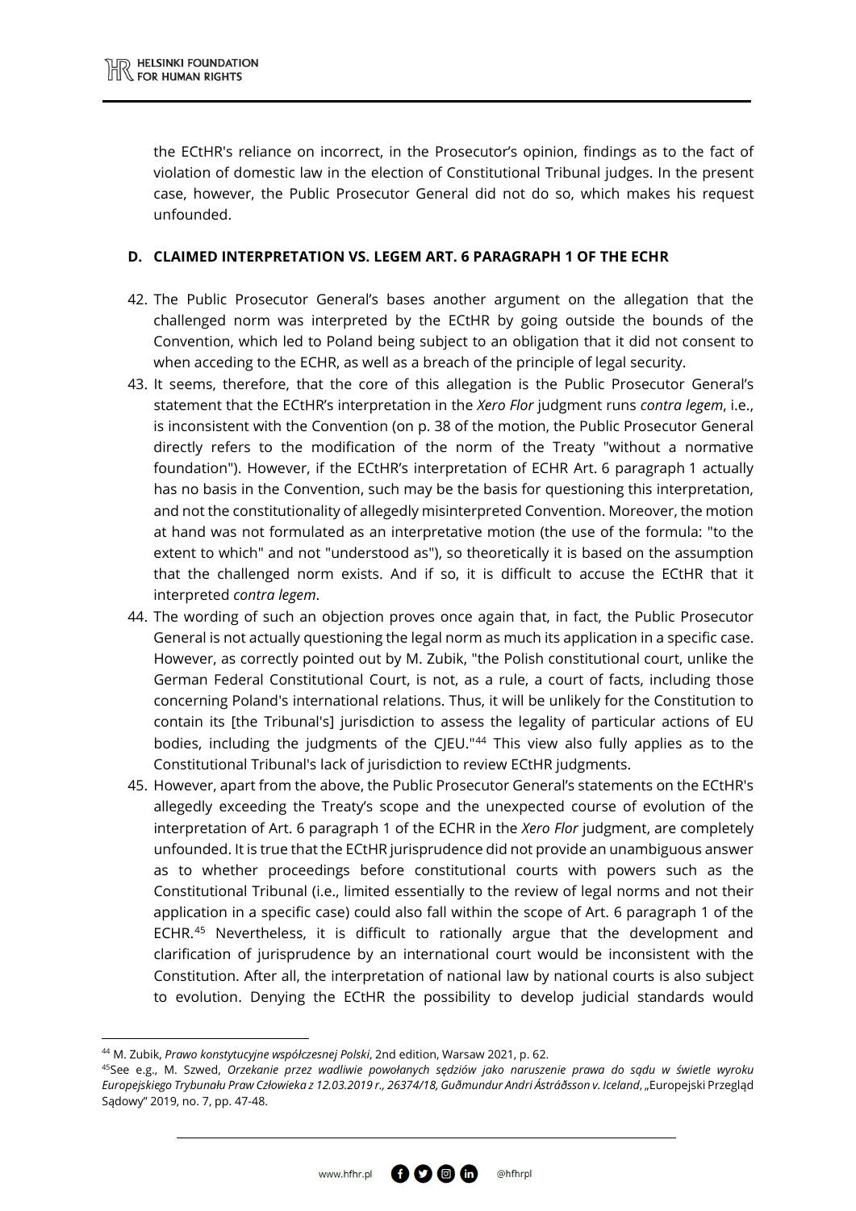the ECtHR's reliance on incorrect, in the Prosecutor's opinion, findings as to the fact of violation of domestic law in the election of Constitutional Tribunal judges. In the present case, however, the Public Prosecutor General did not do so, which makes his request unfounded.

### D. CLAIMED INTERPRETATION VS. LEGEM ART. 6 PARAGRAPH 1 OF THE ECHR

42. The Public Prosecutor General's bases another argument on the allegation that the challenged norm was interpreted by the ECtHR by going outside the bounds of the Convention, which led to Poland being subject to an obligation that it did not consent to when acceding to the ECHR, as well as a breach of the principle of legal security.
43. It seems, therefore, that the core of this allegation is the Public Prosecutor General's statement that the ECtHR's interpretation in the *Xero Flor* judgment runs *contra legem*, i.e., is inconsistent with the Convention (on p. 38 of the motion, the Public Prosecutor General directly refers to the modification of the norm of the Treaty "without a normative foundation"). However, if the ECtHR's interpretation of ECHR Art. 6 paragraph 1 actually has no basis in the Convention, such may be the basis for questioning this interpretation, and not the constitutionality of allegedly misinterpreted Convention. Moreover, the motion at hand was not formulated as an interpretative motion (the use of the formula: "to the extent to which" and not "understood as"), so theoretically it is based on the assumption that the challenged norm exists. And if so, it is difficult to accuse the ECtHR that it interpreted *contra legem*.
44. The wording of such an objection proves once again that, in fact, the Public Prosecutor General is not actually questioning the legal norm as much its application in a specific case. However, as correctly pointed out by M. Zubik, "the Polish constitutional court, unlike the German Federal Constitutional Court, is not, as a rule, a court of facts, including those concerning Poland's international relations. Thus, it will be unlikely for the Constitution to contain its [the Tribunal's] jurisdiction to assess the legality of particular actions of EU bodies, including the judgments of the CJEU."[44] This view also fully applies as to the Constitutional Tribunal's lack of jurisdiction to review ECtHR judgments.
45. However, apart from the above, the Public Prosecutor General's statements on the ECtHR's allegedly exceeding the Treaty's scope and the unexpected course of evolution of the interpretation of Art. 6 paragraph 1 of the ECHR in the *Xero Flor* judgment, are completely unfounded. It is true that the ECtHR jurisprudence did not provide an unambiguous answer as to whether proceedings before constitutional courts with powers such as the Constitutional Tribunal (i.e., limited essentially to the review of legal norms and not their application in a specific case) could also fall within the scope of Art. 6 paragraph 1 of the ECHR.[45] Nevertheless, it is difficult to rationally argue that the development and clarification of jurisprudence by an international court would be inconsistent with the Constitution. After all, the interpretation of national law by national courts is also subject to evolution. Denying the ECtHR the possibility to develop judicial standards would

---

[44] M. Zubik, *Prawo konstytucyjne współczesnej Polski*, 2nd edition, Warsaw 2021, p. 62.

[45] See e.g., M. Szwed, *Orzekanie przez wadliwie powołanych sędziów jako naruszenie prawa do sądu w świetle wyroku Europejskiego Trybunału Praw Człowieka z 12.03.2019 r., 26374/18, Guðmundur Andri Ástráðsson v. Iceland*, „Europejski Przegląd Sądowy" 2019, no. 7, pp. 47-48.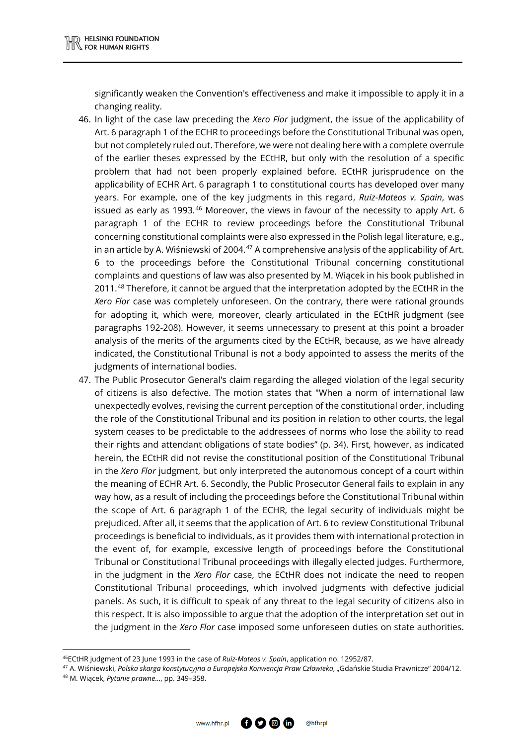significantly weaken the Convention's effectiveness and make it impossible to apply it in a changing reality.

46. In light of the case law preceding the *Xero Flor* judgment, the issue of the applicability of Art. 6 paragraph 1 of the ECHR to proceedings before the Constitutional Tribunal was open, but not completely ruled out. Therefore, we were not dealing here with a complete overrule of the earlier theses expressed by the ECtHR, but only with the resolution of a specific problem that had not been properly explained before. ECtHR jurisprudence on the applicability of ECHR Art. 6 paragraph 1 to constitutional courts has developed over many years. For example, one of the key judgments in this regard, *Ruiz-Mateos v. Spain*, was issued as early as 1993.[46] Moreover, the views in favour of the necessity to apply Art. 6 paragraph 1 of the ECHR to review proceedings before the Constitutional Tribunal concerning constitutional complaints were also expressed in the Polish legal literature, e.g., in an article by A. Wiśniewski of 2004.[47] A comprehensive analysis of the applicability of Art. 6 to the proceedings before the Constitutional Tribunal concerning constitutional complaints and questions of law was also presented by M. Wiącek in his book published in 2011.[48] Therefore, it cannot be argued that the interpretation adopted by the ECtHR in the *Xero Flor* case was completely unforeseen. On the contrary, there were rational grounds for adopting it, which were, moreover, clearly articulated in the ECtHR judgment (see paragraphs 192-208). However, it seems unnecessary to present at this point a broader analysis of the merits of the arguments cited by the ECtHR, because, as we have already indicated, the Constitutional Tribunal is not a body appointed to assess the merits of the judgments of international bodies.

47. The Public Prosecutor General's claim regarding the alleged violation of the legal security of citizens is also defective. The motion states that "When a norm of international law unexpectedly evolves, revising the current perception of the constitutional order, including the role of the Constitutional Tribunal and its position in relation to other courts, the legal system ceases to be predictable to the addressees of norms who lose the ability to read their rights and attendant obligations of state bodies" (p. 34). First, however, as indicated herein, the ECtHR did not revise the constitutional position of the Constitutional Tribunal in the *Xero Flor* judgment, but only interpreted the autonomous concept of a court within the meaning of ECHR Art. 6. Secondly, the Public Prosecutor General fails to explain in any way how, as a result of including the proceedings before the Constitutional Tribunal within the scope of Art. 6 paragraph 1 of the ECHR, the legal security of individuals might be prejudiced. After all, it seems that the application of Art. 6 to review Constitutional Tribunal proceedings is beneficial to individuals, as it provides them with international protection in the event of, for example, excessive length of proceedings before the Constitutional Tribunal or Constitutional Tribunal proceedings with illegally elected judges. Furthermore, in the judgment in the *Xero Flor* case, the ECtHR does not indicate the need to reopen Constitutional Tribunal proceedings, which involved judgments with defective judicial panels. As such, it is difficult to speak of any threat to the legal security of citizens also in this respect. It is also impossible to argue that the adoption of the interpretation set out in the judgment in the *Xero Flor* case imposed some unforeseen duties on state authorities.

---

[46] ECtHR judgment of 23 June 1993 in the case of *Ruiz-Mateos v. Spain*, application no. 12952/87.

[47] A. Wiśniewski, *Polska skarga konstytucyjna a Europejska Konwencja Praw Człowieka*, „Gdańskie Studia Prawnicze" 2004/12.

[48] M. Wiącek, *Pytanie prawne…*, pp. 349–358.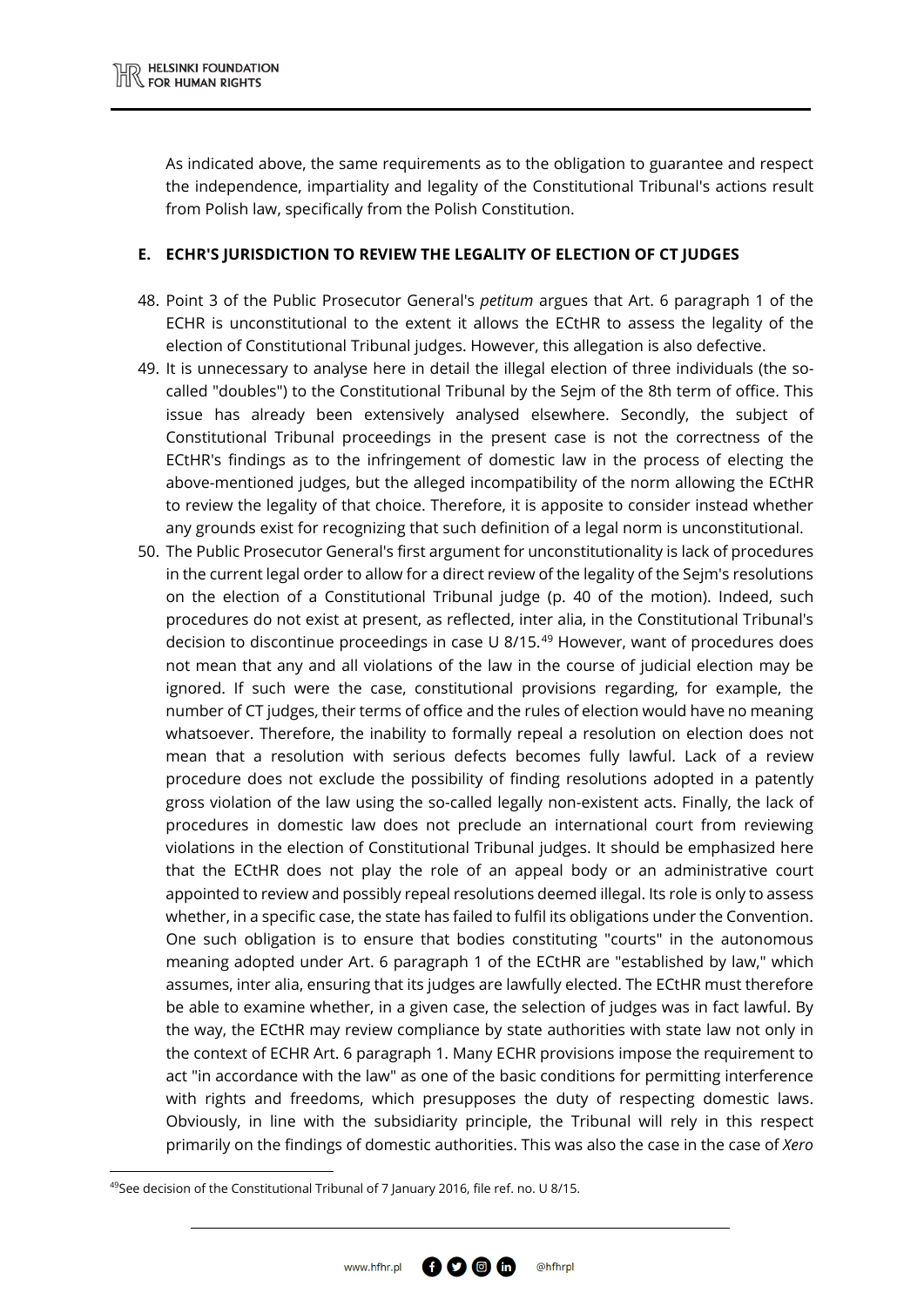As indicated above, the same requirements as to the obligation to guarantee and respect the independence, impartiality and legality of the Constitutional Tribunal's actions result from Polish law, specifically from the Polish Constitution.

## E. ECHR'S JURISDICTION TO REVIEW THE LEGALITY OF ELECTION OF CT JUDGES

48. Point 3 of the Public Prosecutor General's *petitum* argues that Art. 6 paragraph 1 of the ECHR is unconstitutional to the extent it allows the ECtHR to assess the legality of the election of Constitutional Tribunal judges. However, this allegation is also defective.
49. It is unnecessary to analyse here in detail the illegal election of three individuals (the so-called "doubles") to the Constitutional Tribunal by the Sejm of the 8th term of office. This issue has already been extensively analysed elsewhere. Secondly, the subject of Constitutional Tribunal proceedings in the present case is not the correctness of the ECtHR's findings as to the infringement of domestic law in the process of electing the above-mentioned judges, but the alleged incompatibility of the norm allowing the ECtHR to review the legality of that choice. Therefore, it is apposite to consider instead whether any grounds exist for recognizing that such definition of a legal norm is unconstitutional.
50. The Public Prosecutor General's first argument for unconstitutionality is lack of procedures in the current legal order to allow for a direct review of the legality of the Sejm's resolutions on the election of a Constitutional Tribunal judge (p. 40 of the motion). Indeed, such procedures do not exist at present, as reflected, inter alia, in the Constitutional Tribunal's decision to discontinue proceedings in case U 8/15.[49] However, want of procedures does not mean that any and all violations of the law in the course of judicial election may be ignored. If such were the case, constitutional provisions regarding, for example, the number of CT judges, their terms of office and the rules of election would have no meaning whatsoever. Therefore, the inability to formally repeal a resolution on election does not mean that a resolution with serious defects becomes fully lawful. Lack of a review procedure does not exclude the possibility of finding resolutions adopted in a patently gross violation of the law using the so-called legally non-existent acts. Finally, the lack of procedures in domestic law does not preclude an international court from reviewing violations in the election of Constitutional Tribunal judges. It should be emphasized here that the ECtHR does not play the role of an appeal body or an administrative court appointed to review and possibly repeal resolutions deemed illegal. Its role is only to assess whether, in a specific case, the state has failed to fulfil its obligations under the Convention. One such obligation is to ensure that bodies constituting "courts" in the autonomous meaning adopted under Art. 6 paragraph 1 of the ECtHR are "established by law," which assumes, inter alia, ensuring that its judges are lawfully elected. The ECtHR must therefore be able to examine whether, in a given case, the selection of judges was in fact lawful. By the way, the ECtHR may review compliance by state authorities with state law not only in the context of ECHR Art. 6 paragraph 1. Many ECHR provisions impose the requirement to act "in accordance with the law" as one of the basic conditions for permitting interference with rights and freedoms, which presupposes the duty of respecting domestic laws. Obviously, in line with the subsidiarity principle, the Tribunal will rely in this respect primarily on the findings of domestic authorities. This was also the case in the case of *Xero*

[49] See decision of the Constitutional Tribunal of 7 January 2016, file ref. no. U 8/15.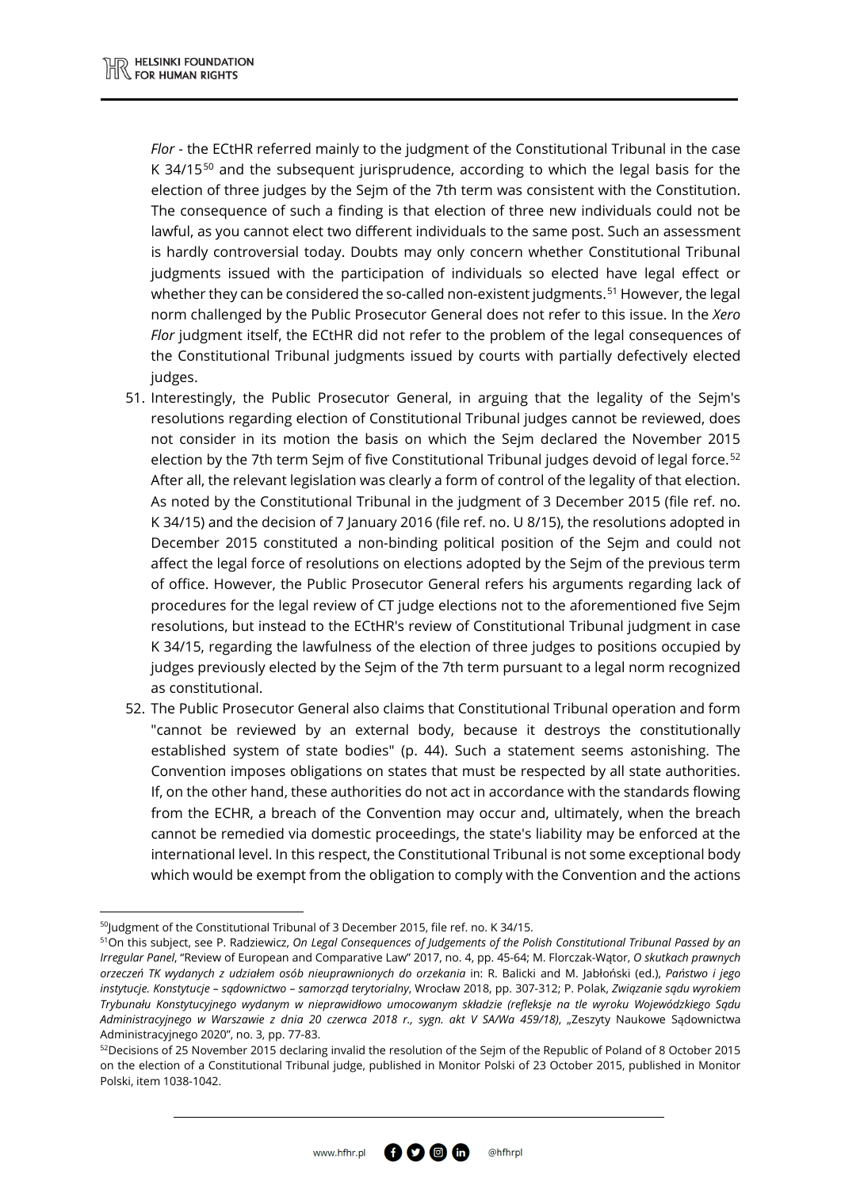*Flor* - the ECtHR referred mainly to the judgment of the Constitutional Tribunal in the case K 34/15[50] and the subsequent jurisprudence, according to which the legal basis for the election of three judges by the Sejm of the 7th term was consistent with the Constitution. The consequence of such a finding is that election of three new individuals could not be lawful, as you cannot elect two different individuals to the same post. Such an assessment is hardly controversial today. Doubts may only concern whether Constitutional Tribunal judgments issued with the participation of individuals so elected have legal effect or whether they can be considered the so-called non-existent judgments.[51] However, the legal norm challenged by the Public Prosecutor General does not refer to this issue. In the *Xero Flor* judgment itself, the ECtHR did not refer to the problem of the legal consequences of the Constitutional Tribunal judgments issued by courts with partially defectively elected judges.

51. Interestingly, the Public Prosecutor General, in arguing that the legality of the Sejm's resolutions regarding election of Constitutional Tribunal judges cannot be reviewed, does not consider in its motion the basis on which the Sejm declared the November 2015 election by the 7th term Sejm of five Constitutional Tribunal judges devoid of legal force.[52] After all, the relevant legislation was clearly a form of control of the legality of that election. As noted by the Constitutional Tribunal in the judgment of 3 December 2015 (file ref. no. K 34/15) and the decision of 7 January 2016 (file ref. no. U 8/15), the resolutions adopted in December 2015 constituted a non-binding political position of the Sejm and could not affect the legal force of resolutions on elections adopted by the Sejm of the previous term of office. However, the Public Prosecutor General refers his arguments regarding lack of procedures for the legal review of CT judge elections not to the aforementioned five Sejm resolutions, but instead to the ECtHR's review of Constitutional Tribunal judgment in case K 34/15, regarding the lawfulness of the election of three judges to positions occupied by judges previously elected by the Sejm of the 7th term pursuant to a legal norm recognized as constitutional.
52. The Public Prosecutor General also claims that Constitutional Tribunal operation and form "cannot be reviewed by an external body, because it destroys the constitutionally established system of state bodies" (p. 44). Such a statement seems astonishing. The Convention imposes obligations on states that must be respected by all state authorities. If, on the other hand, these authorities do not act in accordance with the standards flowing from the ECHR, a breach of the Convention may occur and, ultimately, when the breach cannot be remedied via domestic proceedings, the state's liability may be enforced at the international level. In this respect, the Constitutional Tribunal is not some exceptional body which would be exempt from the obligation to comply with the Convention and the actions

---

[50] Judgment of the Constitutional Tribunal of 3 December 2015, file ref. no. K 34/15.

[51] On this subject, see P. Radziewicz, *On Legal Consequences of Judgements of the Polish Constitutional Tribunal Passed by an Irregular Panel*, "Review of European and Comparative Law" 2017, no. 4, pp. 45-64; M. Florczak-Wątor, *O skutkach prawnych orzeczeń TK wydanych z udziałem osób nieuprawnionych do orzekania* in: R. Balicki and M. Jabłoński (ed.), *Państwo i jego instytucje. Konstytucje – sądownictwo – samorząd terytorialny*, Wrocław 2018, pp. 307-312; P. Polak, *Związanie sądu wyrokiem Trybunału Konstytucyjnego wydanym w nieprawidłowo umocowanym składzie (refleksje na tle wyroku Wojewódzkiego Sądu Administracyjnego w Warszawie z dnia 20 czerwca 2018 r., sygn. akt V SA/Wa 459/18)*, „Zeszyty Naukowe Sądownictwa Administracyjnego 2020", no. 3, pp. 77-83.

[52] Decisions of 25 November 2015 declaring invalid the resolution of the Sejm of the Republic of Poland of 8 October 2015 on the election of a Constitutional Tribunal judge, published in Monitor Polski of 23 October 2015, published in Monitor Polski, item 1038-1042.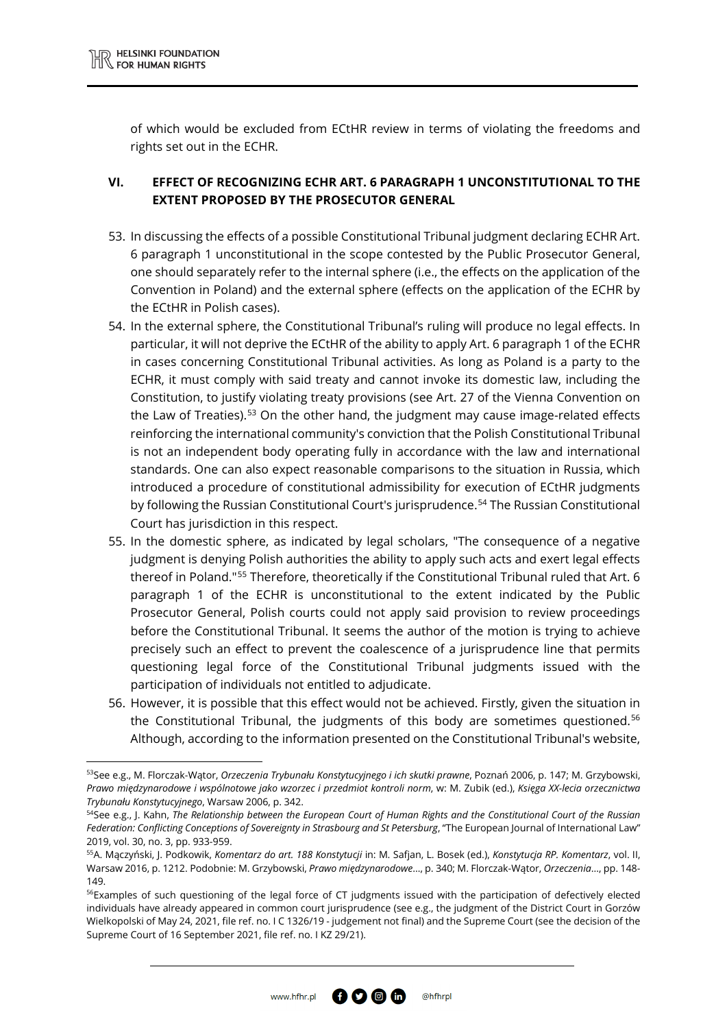of which would be excluded from ECtHR review in terms of violating the freedoms and rights set out in the ECHR.

## VI. EFFECT OF RECOGNIZING ECHR ART. 6 PARAGRAPH 1 UNCONSTITUTIONAL TO THE EXTENT PROPOSED BY THE PROSECUTOR GENERAL

53. In discussing the effects of a possible Constitutional Tribunal judgment declaring ECHR Art. 6 paragraph 1 unconstitutional in the scope contested by the Public Prosecutor General, one should separately refer to the internal sphere (i.e., the effects on the application of the Convention in Poland) and the external sphere (effects on the application of the ECHR by the ECtHR in Polish cases).
54. In the external sphere, the Constitutional Tribunal's ruling will produce no legal effects. In particular, it will not deprive the ECtHR of the ability to apply Art. 6 paragraph 1 of the ECHR in cases concerning Constitutional Tribunal activities. As long as Poland is a party to the ECHR, it must comply with said treaty and cannot invoke its domestic law, including the Constitution, to justify violating treaty provisions (see Art. 27 of the Vienna Convention on the Law of Treaties).[53] On the other hand, the judgment may cause image-related effects reinforcing the international community's conviction that the Polish Constitutional Tribunal is not an independent body operating fully in accordance with the law and international standards. One can also expect reasonable comparisons to the situation in Russia, which introduced a procedure of constitutional admissibility for execution of ECtHR judgments by following the Russian Constitutional Court's jurisprudence.[54] The Russian Constitutional Court has jurisdiction in this respect.
55. In the domestic sphere, as indicated by legal scholars, "The consequence of a negative judgment is denying Polish authorities the ability to apply such acts and exert legal effects thereof in Poland."[55] Therefore, theoretically if the Constitutional Tribunal ruled that Art. 6 paragraph 1 of the ECHR is unconstitutional to the extent indicated by the Public Prosecutor General, Polish courts could not apply said provision to review proceedings before the Constitutional Tribunal. It seems the author of the motion is trying to achieve precisely such an effect to prevent the coalescence of a jurisprudence line that permits questioning legal force of the Constitutional Tribunal judgments issued with the participation of individuals not entitled to adjudicate.
56. However, it is possible that this effect would not be achieved. Firstly, given the situation in the Constitutional Tribunal, the judgments of this body are sometimes questioned.[56] Although, according to the information presented on the Constitutional Tribunal's website,

---

[53] See e.g., M. Florczak-Wątor, *Orzeczenia Trybunału Konstytucyjnego i ich skutki prawne*, Poznań 2006, p. 147; M. Grzybowski, *Prawo międzynarodowe i wspólnotowe jako wzorzec i przedmiot kontroli norm*, w: M. Zubik (ed.), *Księga XX-lecia orzecznictwa Trybunału Konstytucyjnego*, Warsaw 2006, p. 342.

[54] See e.g., J. Kahn, *The Relationship between the European Court of Human Rights and the Constitutional Court of the Russian Federation: Conflicting Conceptions of Sovereignty in Strasbourg and St Petersburg*, "The European Journal of International Law" 2019, vol. 30, no. 3, pp. 933-959.

[55] A. Mączyński, J. Podkowik, *Komentarz do art. 188 Konstytucji* in: M. Safjan, L. Bosek (ed.), *Konstytucja RP. Komentarz*, vol. II, Warsaw 2016, p. 1212. Podobnie: M. Grzybowski, *Prawo międzynarodowe*..., p. 340; M. Florczak-Wątor, *Orzeczenia*..., pp. 148-149.

[56] Examples of such questioning of the legal force of CT judgments issued with the participation of defectively elected individuals have already appeared in common court jurisprudence (see e.g., the judgment of the District Court in Gorzów Wielkopolski of May 24, 2021, file ref. no. I C 1326/19 - judgement not final) and the Supreme Court (see the decision of the Supreme Court of 16 September 2021, file ref. no. I KZ 29/21).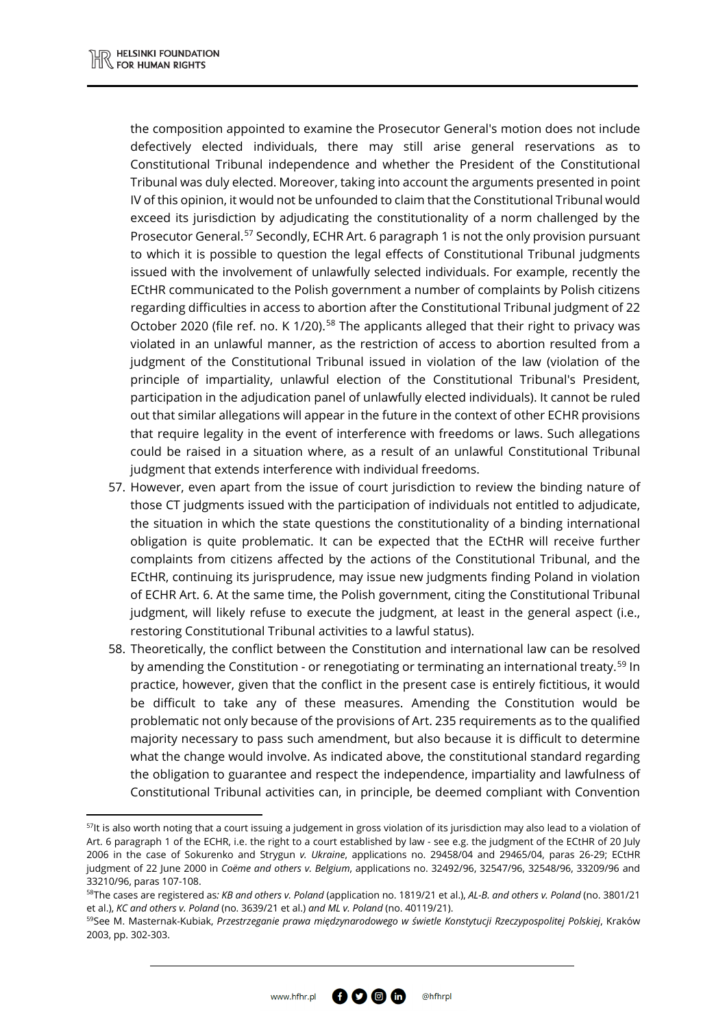the composition appointed to examine the Prosecutor General's motion does not include defectively elected individuals, there may still arise general reservations as to Constitutional Tribunal independence and whether the President of the Constitutional Tribunal was duly elected. Moreover, taking into account the arguments presented in point IV of this opinion, it would not be unfounded to claim that the Constitutional Tribunal would exceed its jurisdiction by adjudicating the constitutionality of a norm challenged by the Prosecutor General.[57] Secondly, ECHR Art. 6 paragraph 1 is not the only provision pursuant to which it is possible to question the legal effects of Constitutional Tribunal judgments issued with the involvement of unlawfully selected individuals. For example, recently the ECtHR communicated to the Polish government a number of complaints by Polish citizens regarding difficulties in access to abortion after the Constitutional Tribunal judgment of 22 October 2020 (file ref. no. K 1/20).[58] The applicants alleged that their right to privacy was violated in an unlawful manner, as the restriction of access to abortion resulted from a judgment of the Constitutional Tribunal issued in violation of the law (violation of the principle of impartiality, unlawful election of the Constitutional Tribunal's President, participation in the adjudication panel of unlawfully elected individuals). It cannot be ruled out that similar allegations will appear in the future in the context of other ECHR provisions that require legality in the event of interference with freedoms or laws. Such allegations could be raised in a situation where, as a result of an unlawful Constitutional Tribunal judgment that extends interference with individual freedoms.

57. However, even apart from the issue of court jurisdiction to review the binding nature of those CT judgments issued with the participation of individuals not entitled to adjudicate, the situation in which the state questions the constitutionality of a binding international obligation is quite problematic. It can be expected that the ECtHR will receive further complaints from citizens affected by the actions of the Constitutional Tribunal, and the ECtHR, continuing its jurisprudence, may issue new judgments finding Poland in violation of ECHR Art. 6. At the same time, the Polish government, citing the Constitutional Tribunal judgment, will likely refuse to execute the judgment, at least in the general aspect (i.e., restoring Constitutional Tribunal activities to a lawful status).
58. Theoretically, the conflict between the Constitution and international law can be resolved by amending the Constitution - or renegotiating or terminating an international treaty.[59] In practice, however, given that the conflict in the present case is entirely fictitious, it would be difficult to take any of these measures. Amending the Constitution would be problematic not only because of the provisions of Art. 235 requirements as to the qualified majority necessary to pass such amendment, but also because it is difficult to determine what the change would involve. As indicated above, the constitutional standard regarding the obligation to guarantee and respect the independence, impartiality and lawfulness of Constitutional Tribunal activities can, in principle, be deemed compliant with Convention

---

[57] It is also worth noting that a court issuing a judgement in gross violation of its jurisdiction may also lead to a violation of Art. 6 paragraph 1 of the ECHR, i.e. the right to a court established by law - see e.g. the judgment of the ECtHR of 20 July 2006 in the case of Sokurenko and Strygun *v. Ukraine*, applications no. 29458/04 and 29465/04, paras 26-29; ECtHR judgment of 22 June 2000 in *Coëme and others v. Belgium*, applications no. 32492/96, 32547/96, 32548/96, 33209/96 and 33210/96, paras 107-108.

[58] The cases are registered as*: KB and others v. Poland* (application no. 1819/21 et al.), *AL-B. and others v. Poland* (no. 3801/21 et al.), *KC and others v. Poland* (no. 3639/21 et al.) *and ML v. Poland* (no. 40119/21).

[59] See M. Masternak-Kubiak, *Przestrzeganie prawa międzynarodowego w świetle Konstytucji Rzeczypospolitej Polskiej*, Kraków 2003, pp. 302-303.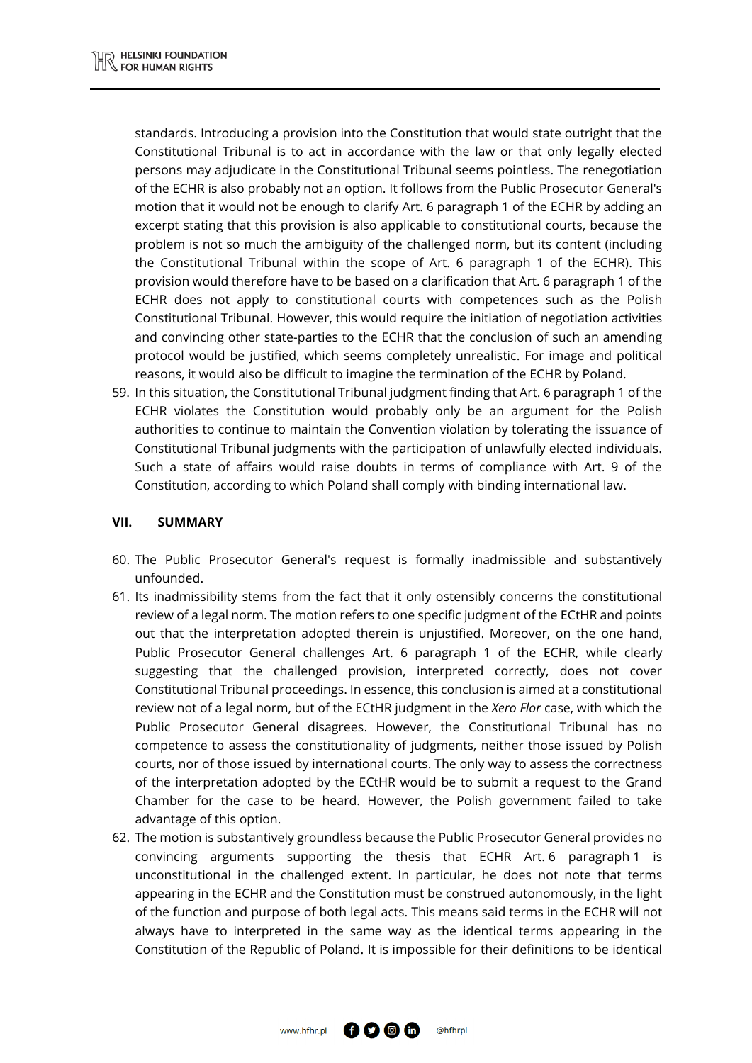standards. Introducing a provision into the Constitution that would state outright that the Constitutional Tribunal is to act in accordance with the law or that only legally elected persons may adjudicate in the Constitutional Tribunal seems pointless. The renegotiation of the ECHR is also probably not an option. It follows from the Public Prosecutor General's motion that it would not be enough to clarify Art. 6 paragraph 1 of the ECHR by adding an excerpt stating that this provision is also applicable to constitutional courts, because the problem is not so much the ambiguity of the challenged norm, but its content (including the Constitutional Tribunal within the scope of Art. 6 paragraph 1 of the ECHR). This provision would therefore have to be based on a clarification that Art. 6 paragraph 1 of the ECHR does not apply to constitutional courts with competences such as the Polish Constitutional Tribunal. However, this would require the initiation of negotiation activities and convincing other state-parties to the ECHR that the conclusion of such an amending protocol would be justified, which seems completely unrealistic. For image and political reasons, it would also be difficult to imagine the termination of the ECHR by Poland.

59. In this situation, the Constitutional Tribunal judgment finding that Art. 6 paragraph 1 of the ECHR violates the Constitution would probably only be an argument for the Polish authorities to continue to maintain the Convention violation by tolerating the issuance of Constitutional Tribunal judgments with the participation of unlawfully elected individuals. Such a state of affairs would raise doubts in terms of compliance with Art. 9 of the Constitution, according to which Poland shall comply with binding international law.

## VII. SUMMARY

60. The Public Prosecutor General's request is formally inadmissible and substantively unfounded.

61. Its inadmissibility stems from the fact that it only ostensibly concerns the constitutional review of a legal norm. The motion refers to one specific judgment of the ECtHR and points out that the interpretation adopted therein is unjustified. Moreover, on the one hand, Public Prosecutor General challenges Art. 6 paragraph 1 of the ECHR, while clearly suggesting that the challenged provision, interpreted correctly, does not cover Constitutional Tribunal proceedings. In essence, this conclusion is aimed at a constitutional review not of a legal norm, but of the ECtHR judgment in the *Xero Flor* case, with which the Public Prosecutor General disagrees. However, the Constitutional Tribunal has no competence to assess the constitutionality of judgments, neither those issued by Polish courts, nor of those issued by international courts. The only way to assess the correctness of the interpretation adopted by the ECtHR would be to submit a request to the Grand Chamber for the case to be heard. However, the Polish government failed to take advantage of this option.

62. The motion is substantively groundless because the Public Prosecutor General provides no convincing arguments supporting the thesis that ECHR Art. 6 paragraph 1 is unconstitutional in the challenged extent. In particular, he does not note that terms appearing in the ECHR and the Constitution must be construed autonomously, in the light of the function and purpose of both legal acts. This means said terms in the ECHR will not always have to interpreted in the same way as the identical terms appearing in the Constitution of the Republic of Poland. It is impossible for their definitions to be identical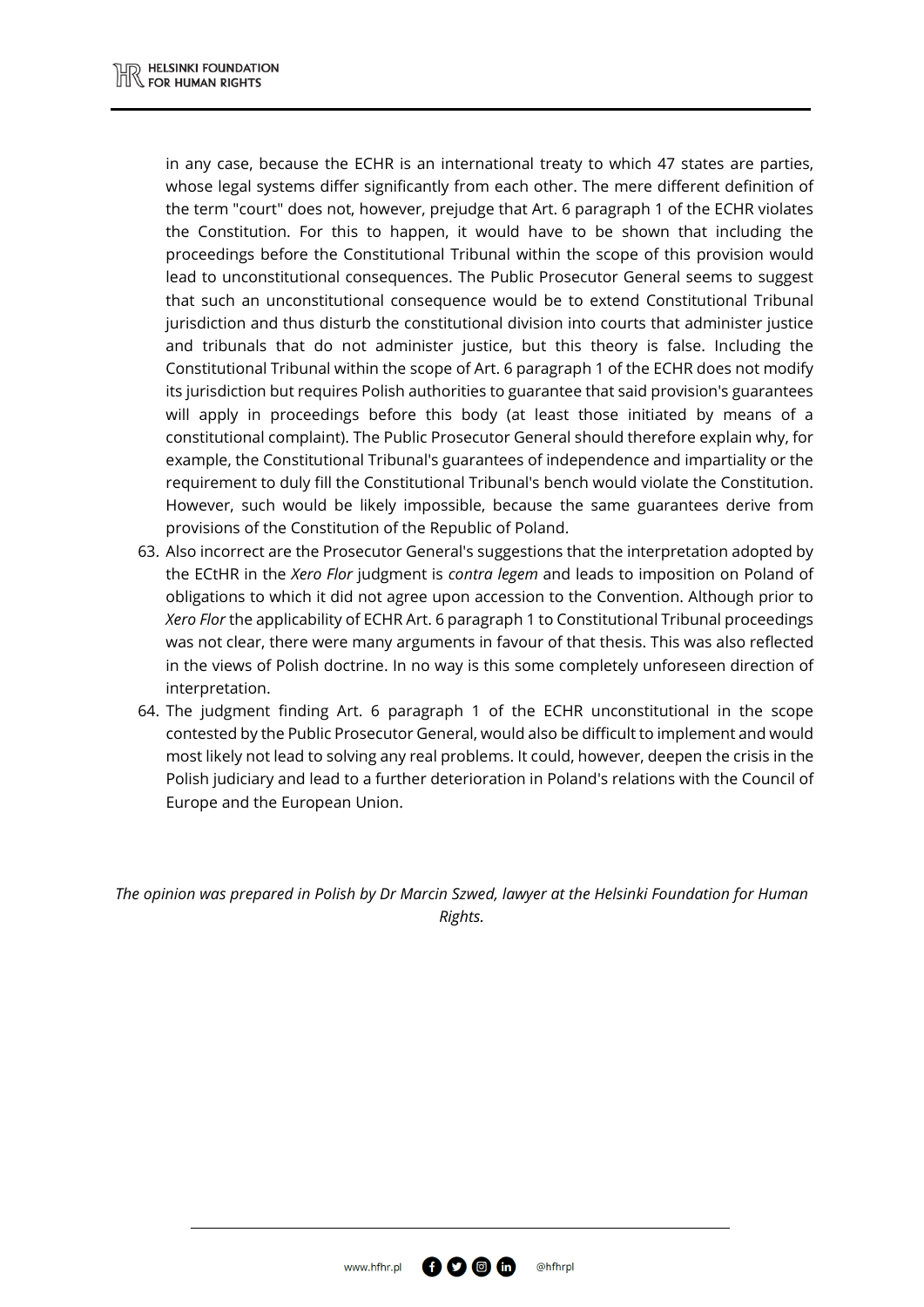in any case, because the ECHR is an international treaty to which 47 states are parties, whose legal systems differ significantly from each other. The mere different definition of the term "court" does not, however, prejudge that Art. 6 paragraph 1 of the ECHR violates the Constitution. For this to happen, it would have to be shown that including the proceedings before the Constitutional Tribunal within the scope of this provision would lead to unconstitutional consequences. The Public Prosecutor General seems to suggest that such an unconstitutional consequence would be to extend Constitutional Tribunal jurisdiction and thus disturb the constitutional division into courts that administer justice and tribunals that do not administer justice, but this theory is false. Including the Constitutional Tribunal within the scope of Art. 6 paragraph 1 of the ECHR does not modify its jurisdiction but requires Polish authorities to guarantee that said provision's guarantees will apply in proceedings before this body (at least those initiated by means of a constitutional complaint). The Public Prosecutor General should therefore explain why, for example, the Constitutional Tribunal's guarantees of independence and impartiality or the requirement to duly fill the Constitutional Tribunal's bench would violate the Constitution. However, such would be likely impossible, because the same guarantees derive from provisions of the Constitution of the Republic of Poland.

63. Also incorrect are the Prosecutor General's suggestions that the interpretation adopted by the ECtHR in the *Xero Flor* judgment is *contra legem* and leads to imposition on Poland of obligations to which it did not agree upon accession to the Convention. Although prior to *Xero Flor* the applicability of ECHR Art. 6 paragraph 1 to Constitutional Tribunal proceedings was not clear, there were many arguments in favour of that thesis. This was also reflected in the views of Polish doctrine. In no way is this some completely unforeseen direction of interpretation.
64. The judgment finding Art. 6 paragraph 1 of the ECHR unconstitutional in the scope contested by the Public Prosecutor General, would also be difficult to implement and would most likely not lead to solving any real problems. It could, however, deepen the crisis in the Polish judiciary and lead to a further deterioration in Poland's relations with the Council of Europe and the European Union.

*The opinion was prepared in Polish by Dr Marcin Szwed, lawyer at the Helsinki Foundation for Human Rights.*